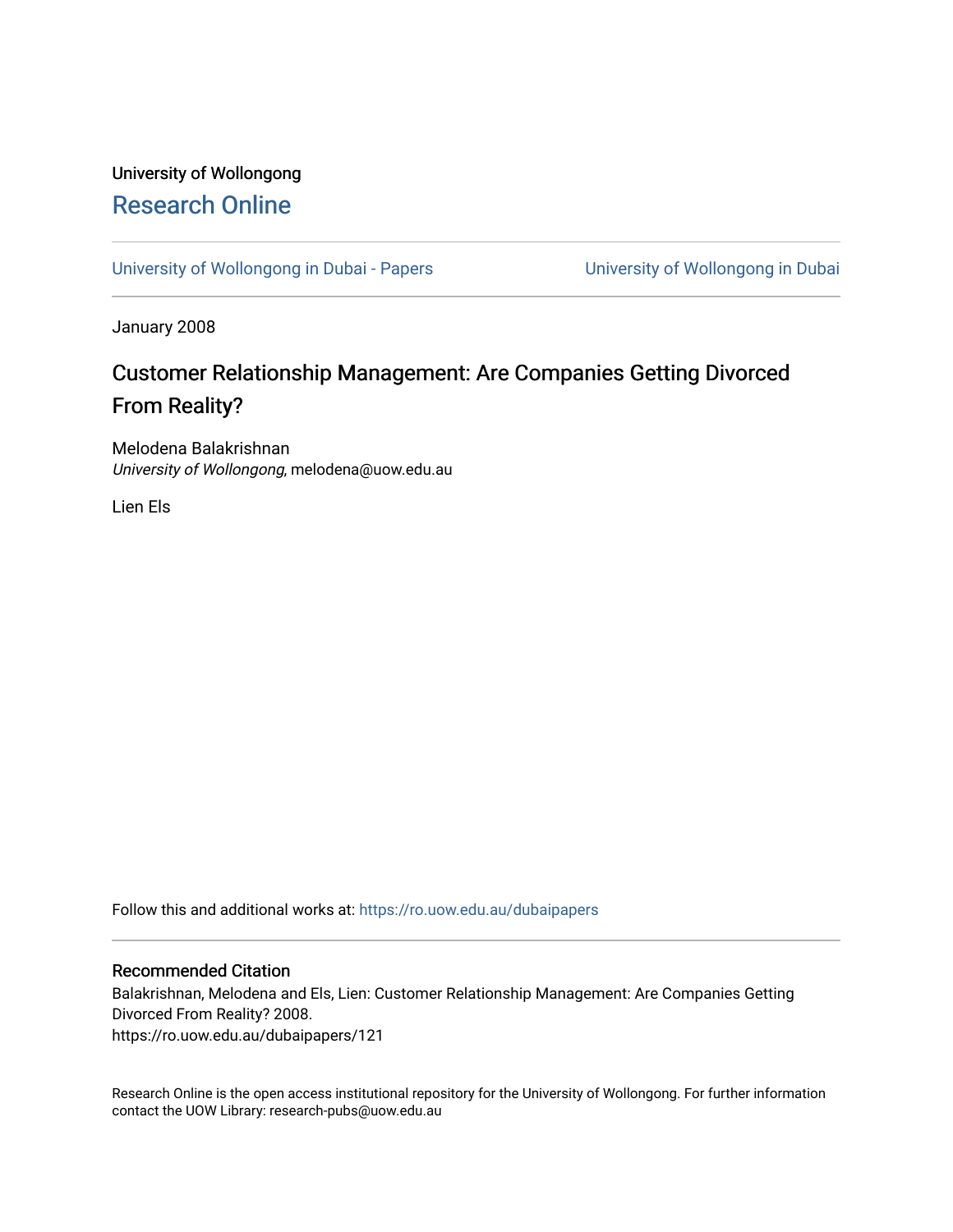University of Wollongong

# Research Online

University of Wollongong in Dubai - Papers | University of Wollongong in Dubai

January 2008

## Customer Relationship Management: Are Companies Getting Divorced From Reality?

Melodena Balakrishnan
*University of Wollongong*, melodena@uow.edu.au

Lien Els

Follow this and additional works at: https://ro.uow.edu.au/dubaipapers

### Recommended Citation

Balakrishnan, Melodena and Els, Lien: Customer Relationship Management: Are Companies Getting Divorced From Reality? 2008.
https://ro.uow.edu.au/dubaipapers/121

Research Online is the open access institutional repository for the University of Wollongong. For further information contact the UOW Library: research-pubs@uow.edu.au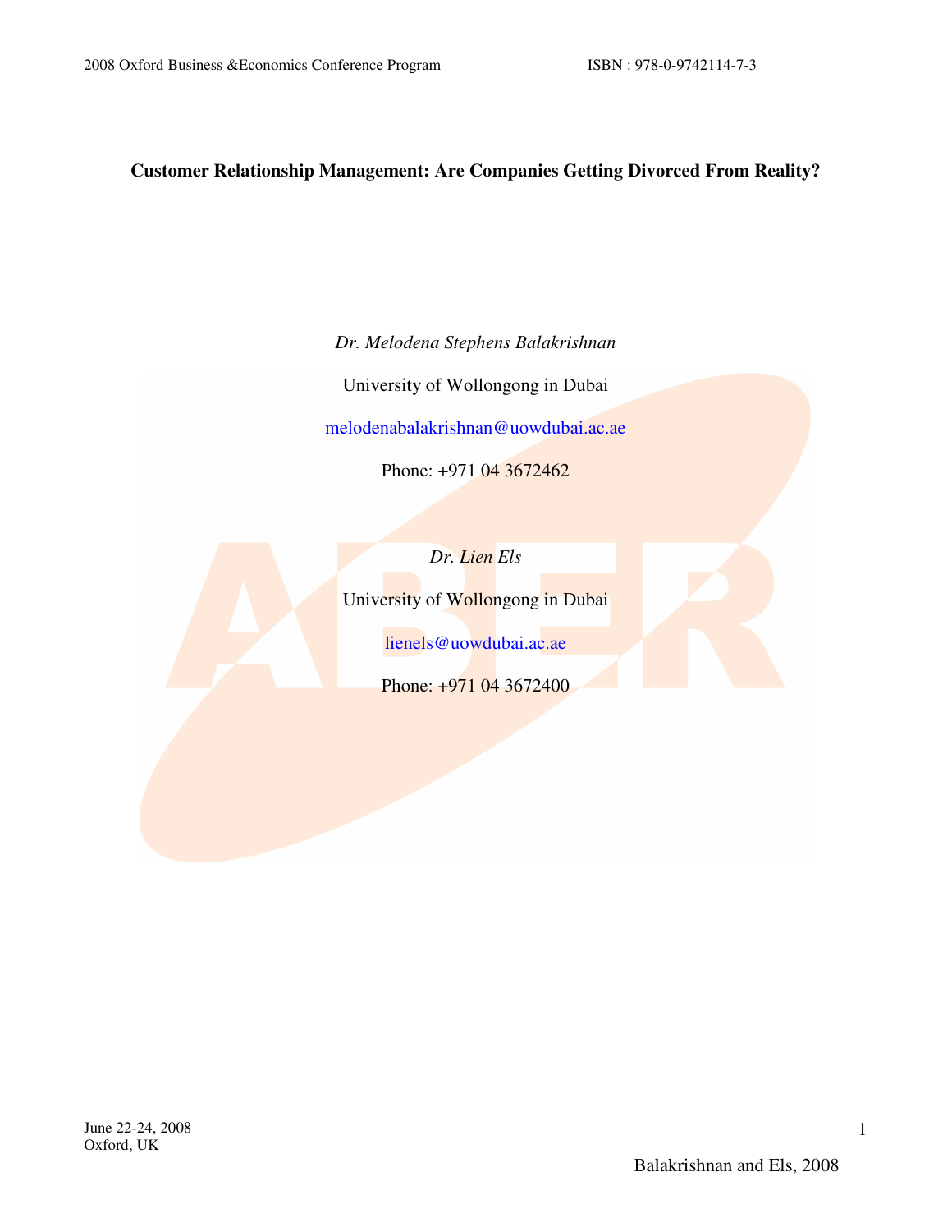**Customer Relationship Management: Are Companies Getting Divorced From Reality?**

*Dr. Melodena Stephens Balakrishnan*

University of Wollongong in Dubai

melodenabalakrishnan@uowdubai.ac.ae

Phone: +971 04 3672462

*Dr. Lien Els*

University of Wollongong in Dubai

lienels@uowdubai.ac.ae

Phone: +971 04 3672400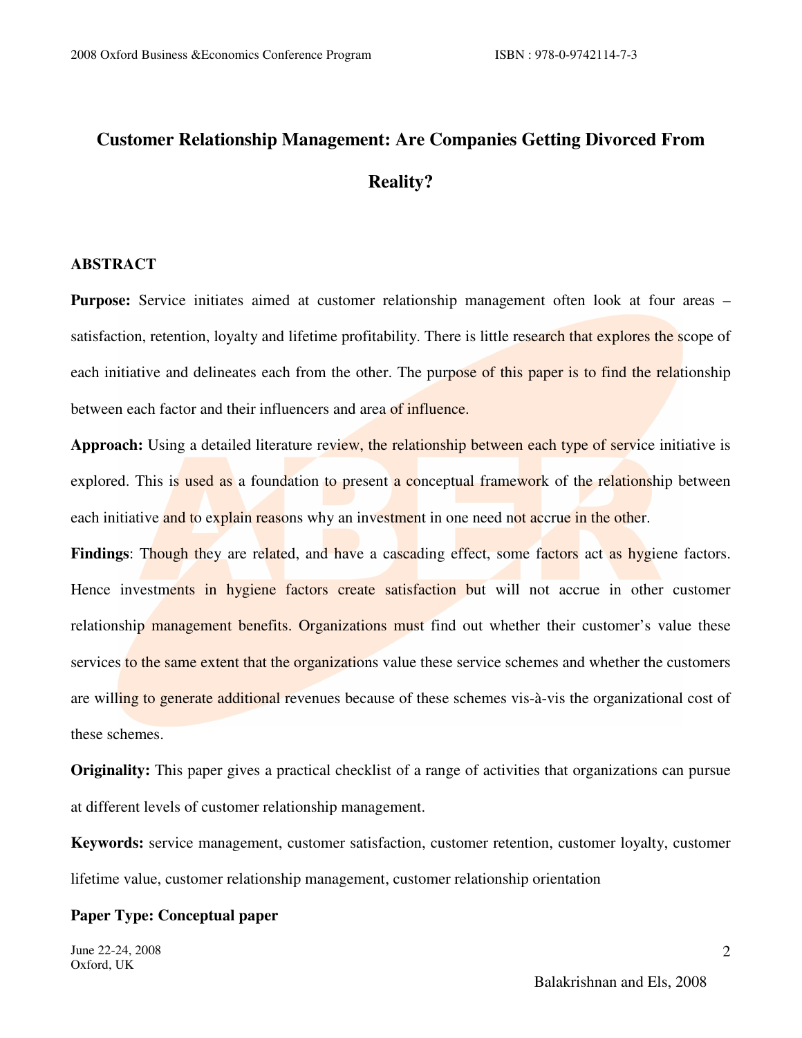# Customer Relationship Management: Are Companies Getting Divorced From Reality?

## ABSTRACT

**Purpose:** Service initiates aimed at customer relationship management often look at four areas – satisfaction, retention, loyalty and lifetime profitability. There is little research that explores the scope of each initiative and delineates each from the other. The purpose of this paper is to find the relationship between each factor and their influencers and area of influence.

**Approach:** Using a detailed literature review, the relationship between each type of service initiative is explored. This is used as a foundation to present a conceptual framework of the relationship between each initiative and to explain reasons why an investment in one need not accrue in the other.

**Findings**: Though they are related, and have a cascading effect, some factors act as hygiene factors. Hence investments in hygiene factors create satisfaction but will not accrue in other customer relationship management benefits. Organizations must find out whether their customer's value these services to the same extent that the organizations value these service schemes and whether the customers are willing to generate additional revenues because of these schemes vis-à-vis the organizational cost of these schemes.

**Originality:** This paper gives a practical checklist of a range of activities that organizations can pursue at different levels of customer relationship management.

**Keywords:** service management, customer satisfaction, customer retention, customer loyalty, customer lifetime value, customer relationship management, customer relationship orientation

**Paper Type: Conceptual paper**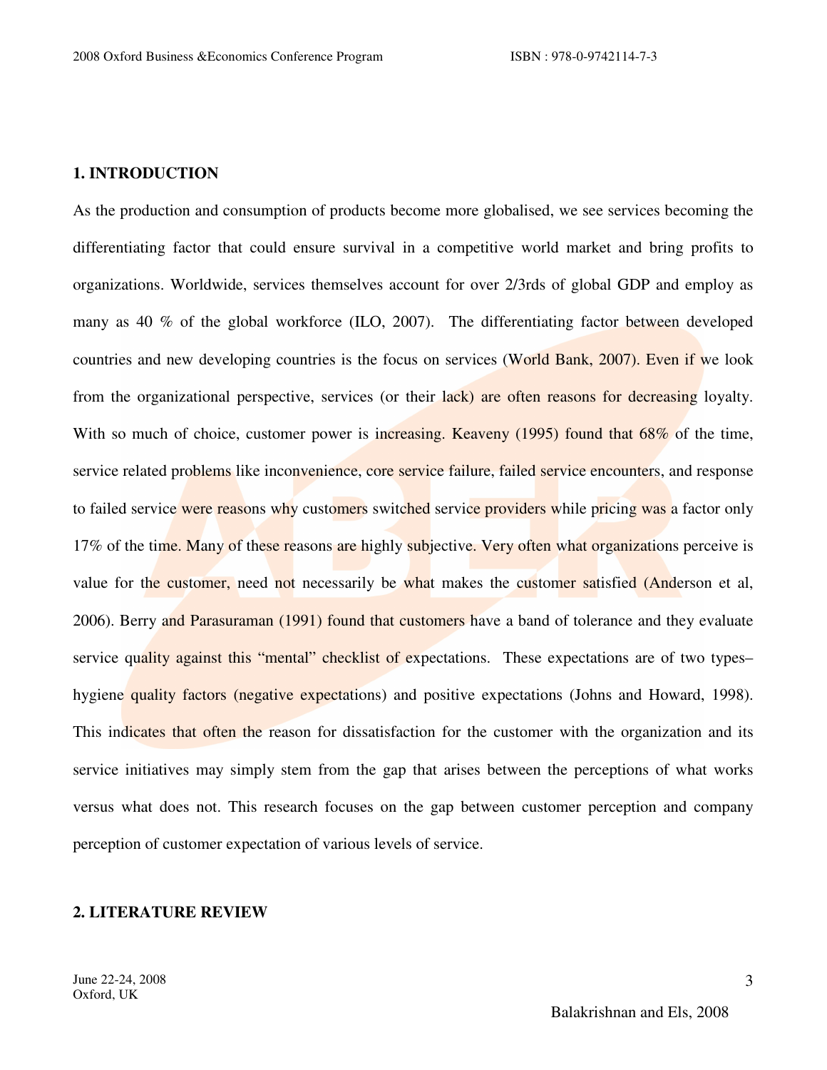## 1. INTRODUCTION

As the production and consumption of products become more globalised, we see services becoming the differentiating factor that could ensure survival in a competitive world market and bring profits to organizations. Worldwide, services themselves account for over 2/3rds of global GDP and employ as many as 40 % of the global workforce (ILO, 2007). The differentiating factor between developed countries and new developing countries is the focus on services (World Bank, 2007). Even if we look from the organizational perspective, services (or their lack) are often reasons for decreasing loyalty. With so much of choice, customer power is increasing. Keaveny (1995) found that 68% of the time, service related problems like inconvenience, core service failure, failed service encounters, and response to failed service were reasons why customers switched service providers while pricing was a factor only 17% of the time. Many of these reasons are highly subjective. Very often what organizations perceive is value for the customer, need not necessarily be what makes the customer satisfied (Anderson et al, 2006). Berry and Parasuraman (1991) found that customers have a band of tolerance and they evaluate service quality against this "mental" checklist of expectations. These expectations are of two types– hygiene quality factors (negative expectations) and positive expectations (Johns and Howard, 1998). This indicates that often the reason for dissatisfaction for the customer with the organization and its service initiatives may simply stem from the gap that arises between the perceptions of what works versus what does not. This research focuses on the gap between customer perception and company perception of customer expectation of various levels of service.

## 2. LITERATURE REVIEW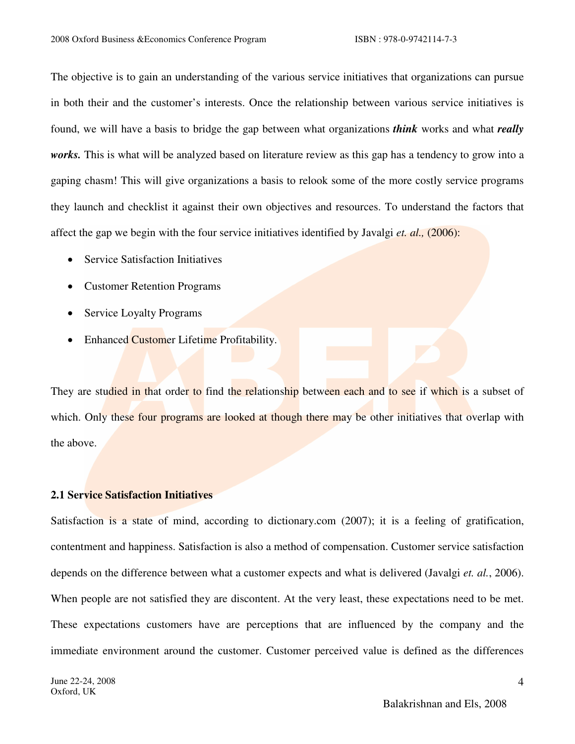The objective is to gain an understanding of the various service initiatives that organizations can pursue in both their and the customer's interests. Once the relationship between various service initiatives is found, we will have a basis to bridge the gap between what organizations ***think*** works and what ***really works.*** This is what will be analyzed based on literature review as this gap has a tendency to grow into a gaping chasm! This will give organizations a basis to relook some of the more costly service programs they launch and checklist it against their own objectives and resources. To understand the factors that affect the gap we begin with the four service initiatives identified by Javalgi *et. al.,* (2006):

- Service Satisfaction Initiatives
- Customer Retention Programs
- Service Loyalty Programs
- Enhanced Customer Lifetime Profitability.

They are studied in that order to find the relationship between each and to see if which is a subset of which. Only these four programs are looked at though there may be other initiatives that overlap with the above.

### 2.1 Service Satisfaction Initiatives

Satisfaction is a state of mind, according to dictionary.com (2007); it is a feeling of gratification, contentment and happiness. Satisfaction is also a method of compensation. Customer service satisfaction depends on the difference between what a customer expects and what is delivered (Javalgi *et. al.*, 2006). When people are not satisfied they are discontent. At the very least, these expectations need to be met. These expectations customers have are perceptions that are influenced by the company and the immediate environment around the customer. Customer perceived value is defined as the differences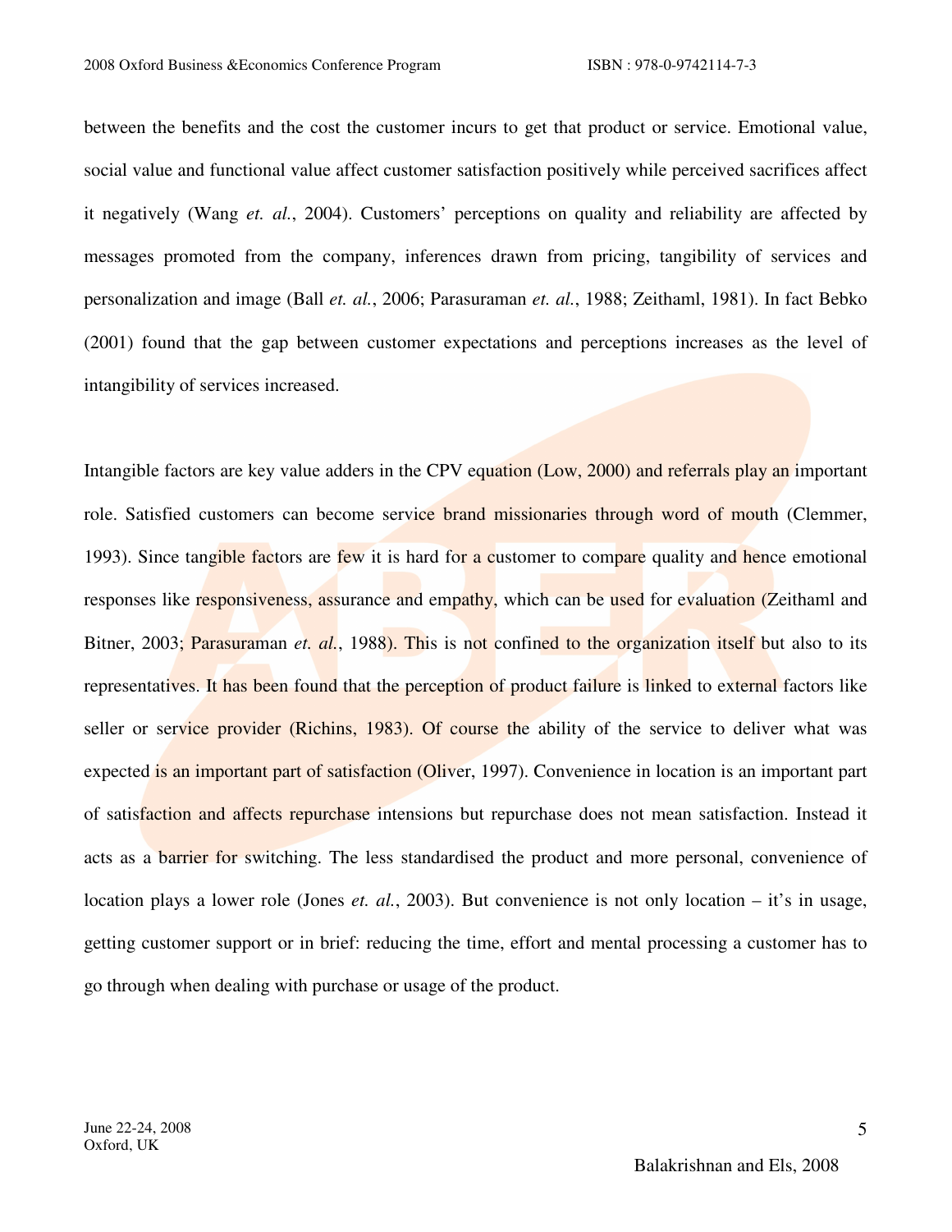between the benefits and the cost the customer incurs to get that product or service. Emotional value, social value and functional value affect customer satisfaction positively while perceived sacrifices affect it negatively (Wang *et. al.*, 2004). Customers' perceptions on quality and reliability are affected by messages promoted from the company, inferences drawn from pricing, tangibility of services and personalization and image (Ball *et. al.*, 2006; Parasuraman *et. al.*, 1988; Zeithaml, 1981). In fact Bebko (2001) found that the gap between customer expectations and perceptions increases as the level of intangibility of services increased.

Intangible factors are key value adders in the CPV equation (Low, 2000) and referrals play an important role. Satisfied customers can become service brand missionaries through word of mouth (Clemmer, 1993). Since tangible factors are few it is hard for a customer to compare quality and hence emotional responses like responsiveness, assurance and empathy, which can be used for evaluation (Zeithaml and Bitner, 2003; Parasuraman *et. al.*, 1988). This is not confined to the organization itself but also to its representatives. It has been found that the perception of product failure is linked to external factors like seller or service provider (Richins, 1983). Of course the ability of the service to deliver what was expected is an important part of satisfaction (Oliver, 1997). Convenience in location is an important part of satisfaction and affects repurchase intensions but repurchase does not mean satisfaction. Instead it acts as a barrier for switching. The less standardised the product and more personal, convenience of location plays a lower role (Jones *et. al.*, 2003). But convenience is not only location – it's in usage, getting customer support or in brief: reducing the time, effort and mental processing a customer has to go through when dealing with purchase or usage of the product.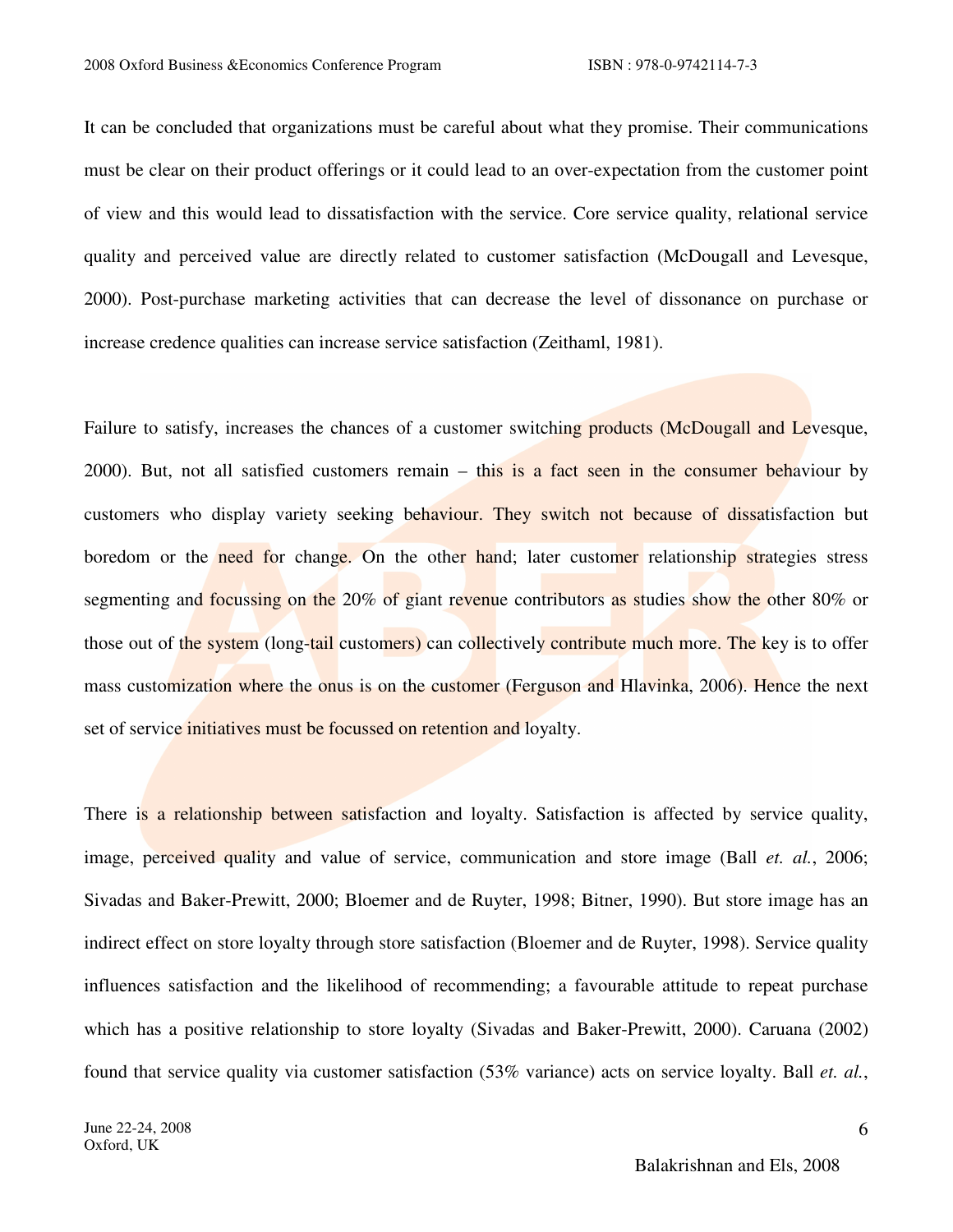It can be concluded that organizations must be careful about what they promise. Their communications must be clear on their product offerings or it could lead to an over-expectation from the customer point of view and this would lead to dissatisfaction with the service. Core service quality, relational service quality and perceived value are directly related to customer satisfaction (McDougall and Levesque, 2000). Post-purchase marketing activities that can decrease the level of dissonance on purchase or increase credence qualities can increase service satisfaction (Zeithaml, 1981).

Failure to satisfy, increases the chances of a customer switching products (McDougall and Levesque, 2000). But, not all satisfied customers remain – this is a fact seen in the consumer behaviour by customers who display variety seeking behaviour. They switch not because of dissatisfaction but boredom or the need for change. On the other hand; later customer relationship strategies stress segmenting and focussing on the 20% of giant revenue contributors as studies show the other 80% or those out of the system (long-tail customers) can collectively contribute much more. The key is to offer mass customization where the onus is on the customer (Ferguson and Hlavinka, 2006). Hence the next set of service initiatives must be focussed on retention and loyalty.

There is a relationship between satisfaction and loyalty. Satisfaction is affected by service quality, image, perceived quality and value of service, communication and store image (Ball *et. al.*, 2006; Sivadas and Baker-Prewitt, 2000; Bloemer and de Ruyter, 1998; Bitner, 1990). But store image has an indirect effect on store loyalty through store satisfaction (Bloemer and de Ruyter, 1998). Service quality influences satisfaction and the likelihood of recommending; a favourable attitude to repeat purchase which has a positive relationship to store loyalty (Sivadas and Baker-Prewitt, 2000). Caruana (2002) found that service quality via customer satisfaction (53% variance) acts on service loyalty. Ball *et. al.*,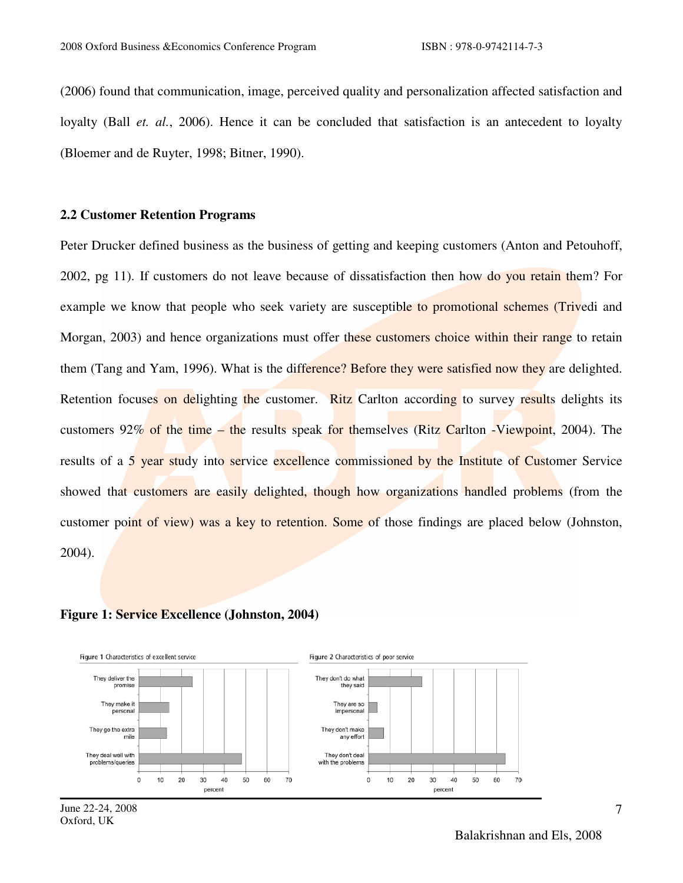(2006) found that communication, image, perceived quality and personalization affected satisfaction and loyalty (Ball *et. al.*, 2006). Hence it can be concluded that satisfaction is an antecedent to loyalty (Bloemer and de Ruyter, 1998; Bitner, 1990).

### 2.2 Customer Retention Programs

Peter Drucker defined business as the business of getting and keeping customers (Anton and Petouhoff, 2002, pg 11). If customers do not leave because of dissatisfaction then how do you retain them? For example we know that people who seek variety are susceptible to promotional schemes (Trivedi and Morgan, 2003) and hence organizations must offer these customers choice within their range to retain them (Tang and Yam, 1996). What is the difference? Before they were satisfied now they are delighted. Retention focuses on delighting the customer. Ritz Carlton according to survey results delights its customers 92% of the time – the results speak for themselves (Ritz Carlton -Viewpoint, 2004). The results of a 5 year study into service excellence commissioned by the Institute of Customer Service showed that customers are easily delighted, though how organizations handled problems (from the customer point of view) was a key to retention. Some of those findings are placed below (Johnston, 2004).

**Figure 1: Service Excellence (Johnston, 2004)**

Figure 1 Characteristics of excellent service

| Characteristic | percent |
|---|---|
| They deliver the promise | ~25 |
| They make it personal | ~14 |
| They go the extra mile | ~13 |
| They deal well with problems/queries | ~48 |

Figure 2 Characteristics of poor service

| Characteristic | percent |
|---|---|
| They don't do what they said | ~25 |
| They are so impersonal | ~4 |
| They don't make any effort | ~7 |
| They don't deal with the problems | ~64 |

Balakrishnan and Els, 2008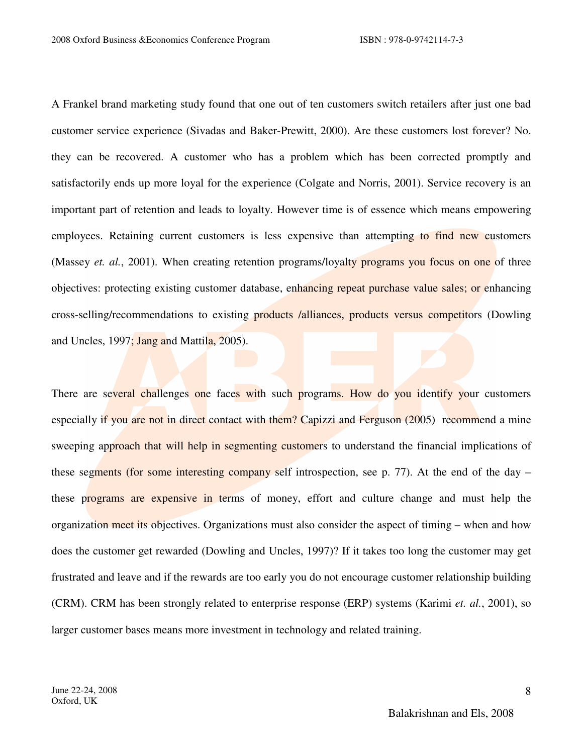A Frankel brand marketing study found that one out of ten customers switch retailers after just one bad customer service experience (Sivadas and Baker-Prewitt, 2000). Are these customers lost forever? No. they can be recovered. A customer who has a problem which has been corrected promptly and satisfactorily ends up more loyal for the experience (Colgate and Norris, 2001). Service recovery is an important part of retention and leads to loyalty. However time is of essence which means empowering employees. Retaining current customers is less expensive than attempting to find new customers (Massey *et. al.*, 2001). When creating retention programs/loyalty programs you focus on one of three objectives: protecting existing customer database, enhancing repeat purchase value sales; or enhancing cross-selling/recommendations to existing products /alliances, products versus competitors (Dowling and Uncles, 1997; Jang and Mattila, 2005).

There are several challenges one faces with such programs. How do you identify your customers especially if you are not in direct contact with them? Capizzi and Ferguson (2005) recommend a mine sweeping approach that will help in segmenting customers to understand the financial implications of these segments (for some interesting company self introspection, see p. 77). At the end of the day – these programs are expensive in terms of money, effort and culture change and must help the organization meet its objectives. Organizations must also consider the aspect of timing – when and how does the customer get rewarded (Dowling and Uncles, 1997)? If it takes too long the customer may get frustrated and leave and if the rewards are too early you do not encourage customer relationship building (CRM). CRM has been strongly related to enterprise response (ERP) systems (Karimi *et. al.*, 2001), so larger customer bases means more investment in technology and related training.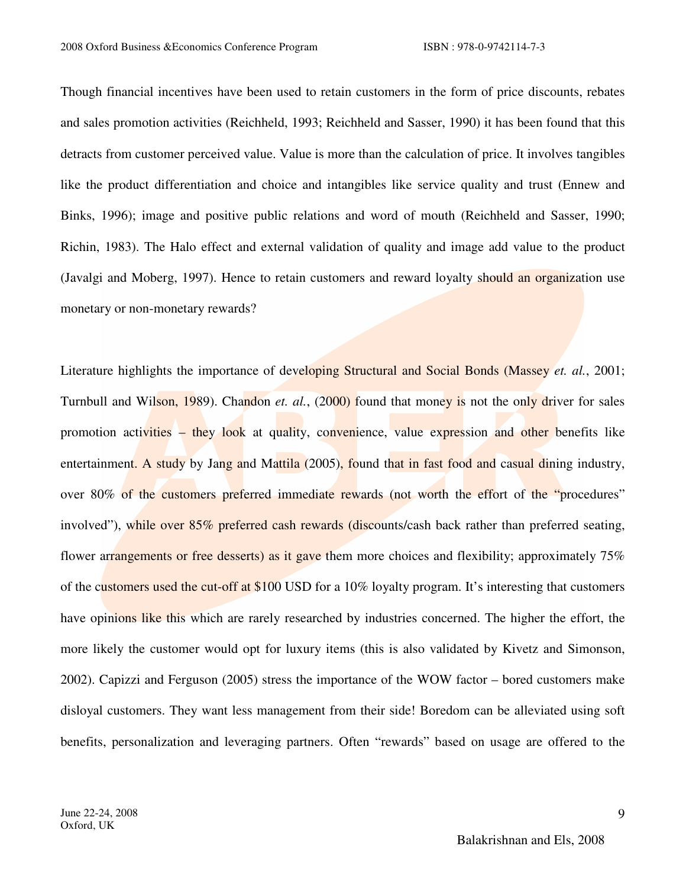Though financial incentives have been used to retain customers in the form of price discounts, rebates and sales promotion activities (Reichheld, 1993; Reichheld and Sasser, 1990) it has been found that this detracts from customer perceived value. Value is more than the calculation of price. It involves tangibles like the product differentiation and choice and intangibles like service quality and trust (Ennew and Binks, 1996); image and positive public relations and word of mouth (Reichheld and Sasser, 1990; Richin, 1983). The Halo effect and external validation of quality and image add value to the product (Javalgi and Moberg, 1997). Hence to retain customers and reward loyalty should an organization use monetary or non-monetary rewards?

Literature highlights the importance of developing Structural and Social Bonds (Massey *et. al.*, 2001; Turnbull and Wilson, 1989). Chandon *et. al.*, (2000) found that money is not the only driver for sales promotion activities – they look at quality, convenience, value expression and other benefits like entertainment. A study by Jang and Mattila (2005), found that in fast food and casual dining industry, over 80% of the customers preferred immediate rewards (not worth the effort of the "procedures" involved"), while over 85% preferred cash rewards (discounts/cash back rather than preferred seating, flower arrangements or free desserts) as it gave them more choices and flexibility; approximately 75% of the customers used the cut-off at $100 USD for a 10% loyalty program. It's interesting that customers have opinions like this which are rarely researched by industries concerned. The higher the effort, the more likely the customer would opt for luxury items (this is also validated by Kivetz and Simonson, 2002). Capizzi and Ferguson (2005) stress the importance of the WOW factor – bored customers make disloyal customers. They want less management from their side! Boredom can be alleviated using soft benefits, personalization and leveraging partners. Often "rewards" based on usage are offered to the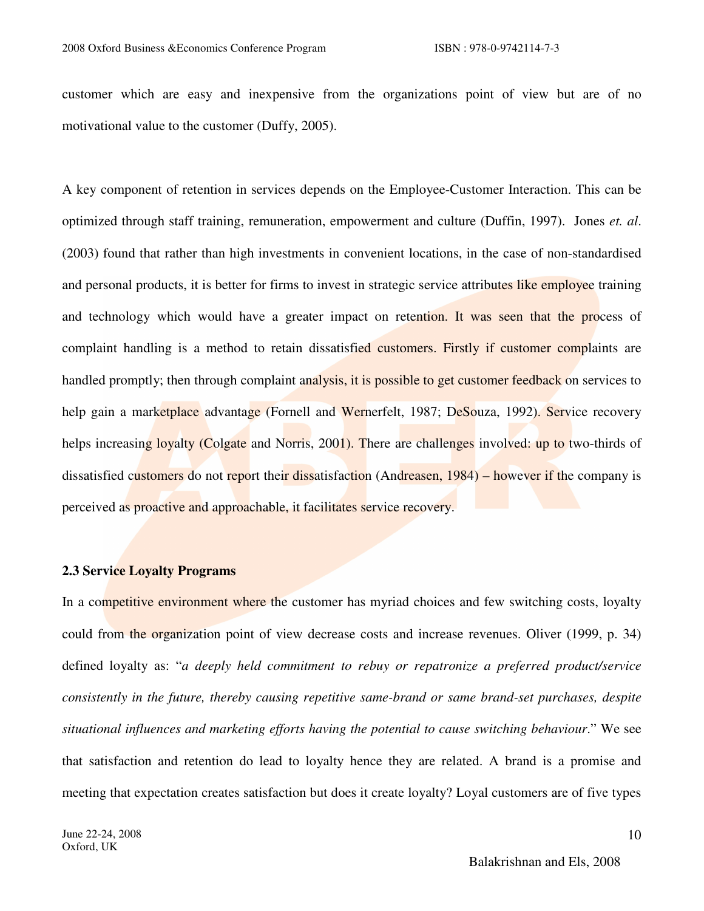customer which are easy and inexpensive from the organizations point of view but are of no motivational value to the customer (Duffy, 2005).

A key component of retention in services depends on the Employee-Customer Interaction. This can be optimized through staff training, remuneration, empowerment and culture (Duffin, 1997). Jones *et. al*. (2003) found that rather than high investments in convenient locations, in the case of non-standardised and personal products, it is better for firms to invest in strategic service attributes like employee training and technology which would have a greater impact on retention. It was seen that the process of complaint handling is a method to retain dissatisfied customers. Firstly if customer complaints are handled promptly; then through complaint analysis, it is possible to get customer feedback on services to help gain a marketplace advantage (Fornell and Wernerfelt, 1987; DeSouza, 1992). Service recovery helps increasing loyalty (Colgate and Norris, 2001). There are challenges involved: up to two-thirds of dissatisfied customers do not report their dissatisfaction (Andreasen, 1984) – however if the company is perceived as proactive and approachable, it facilitates service recovery.

### 2.3 Service Loyalty Programs

In a competitive environment where the customer has myriad choices and few switching costs, loyalty could from the organization point of view decrease costs and increase revenues. Oliver (1999, p. 34) defined loyalty as: "*a deeply held commitment to rebuy or repatronize a preferred product/service consistently in the future, thereby causing repetitive same-brand or same brand-set purchases, despite situational influences and marketing efforts having the potential to cause switching behaviour*." We see that satisfaction and retention do lead to loyalty hence they are related. A brand is a promise and meeting that expectation creates satisfaction but does it create loyalty? Loyal customers are of five types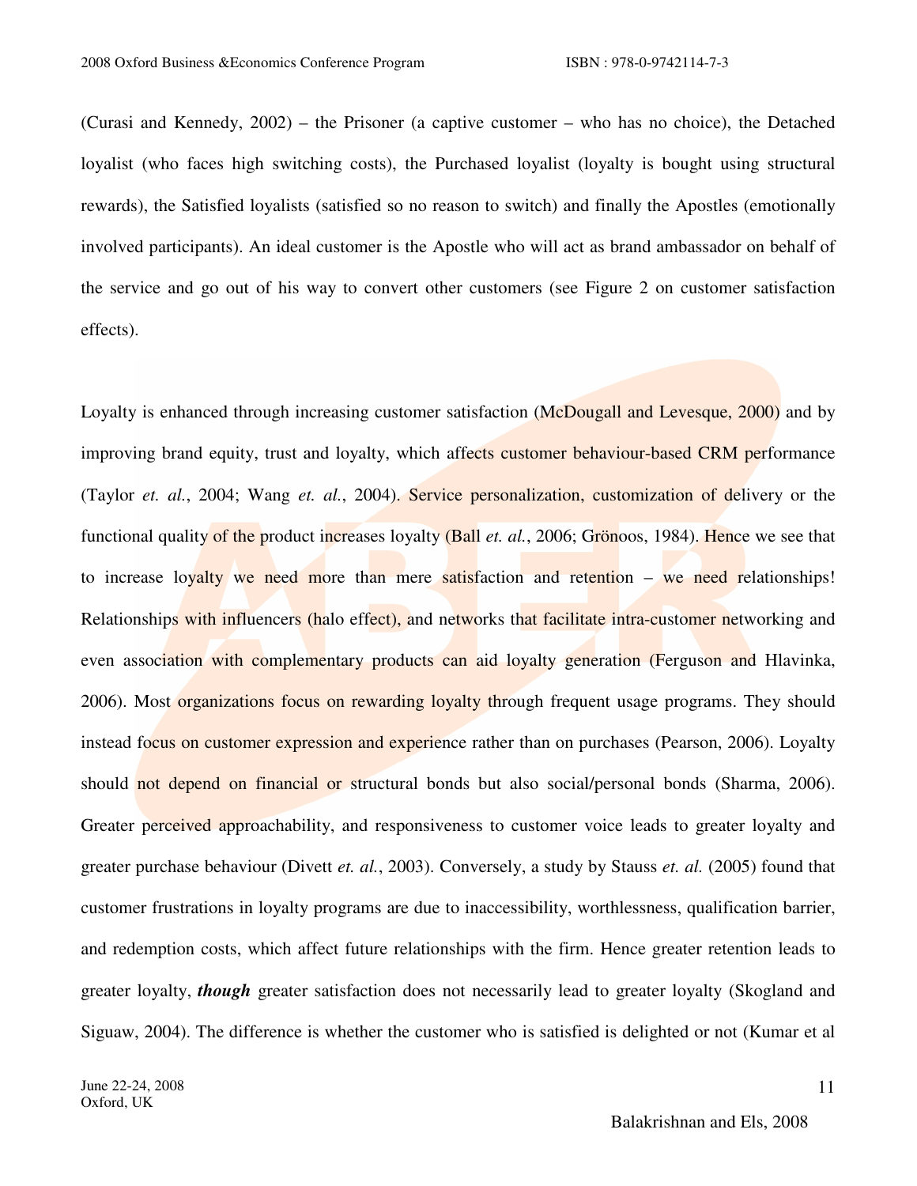(Curasi and Kennedy, 2002) – the Prisoner (a captive customer – who has no choice), the Detached loyalist (who faces high switching costs), the Purchased loyalist (loyalty is bought using structural rewards), the Satisfied loyalists (satisfied so no reason to switch) and finally the Apostles (emotionally involved participants). An ideal customer is the Apostle who will act as brand ambassador on behalf of the service and go out of his way to convert other customers (see Figure 2 on customer satisfaction effects).

Loyalty is enhanced through increasing customer satisfaction (McDougall and Levesque, 2000) and by improving brand equity, trust and loyalty, which affects customer behaviour-based CRM performance (Taylor *et. al.*, 2004; Wang *et. al.*, 2004). Service personalization, customization of delivery or the functional quality of the product increases loyalty (Ball *et. al.*, 2006; Grönoos, 1984). Hence we see that to increase loyalty we need more than mere satisfaction and retention – we need relationships! Relationships with influencers (halo effect), and networks that facilitate intra-customer networking and even association with complementary products can aid loyalty generation (Ferguson and Hlavinka, 2006). Most organizations focus on rewarding loyalty through frequent usage programs. They should instead focus on customer expression and experience rather than on purchases (Pearson, 2006). Loyalty should not depend on financial or structural bonds but also social/personal bonds (Sharma, 2006). Greater perceived approachability, and responsiveness to customer voice leads to greater loyalty and greater purchase behaviour (Divett *et. al.*, 2003). Conversely, a study by Stauss *et. al.* (2005) found that customer frustrations in loyalty programs are due to inaccessibility, worthlessness, qualification barrier, and redemption costs, which affect future relationships with the firm. Hence greater retention leads to greater loyalty, ***though*** greater satisfaction does not necessarily lead to greater loyalty (Skogland and Siguaw, 2004). The difference is whether the customer who is satisfied is delighted or not (Kumar et al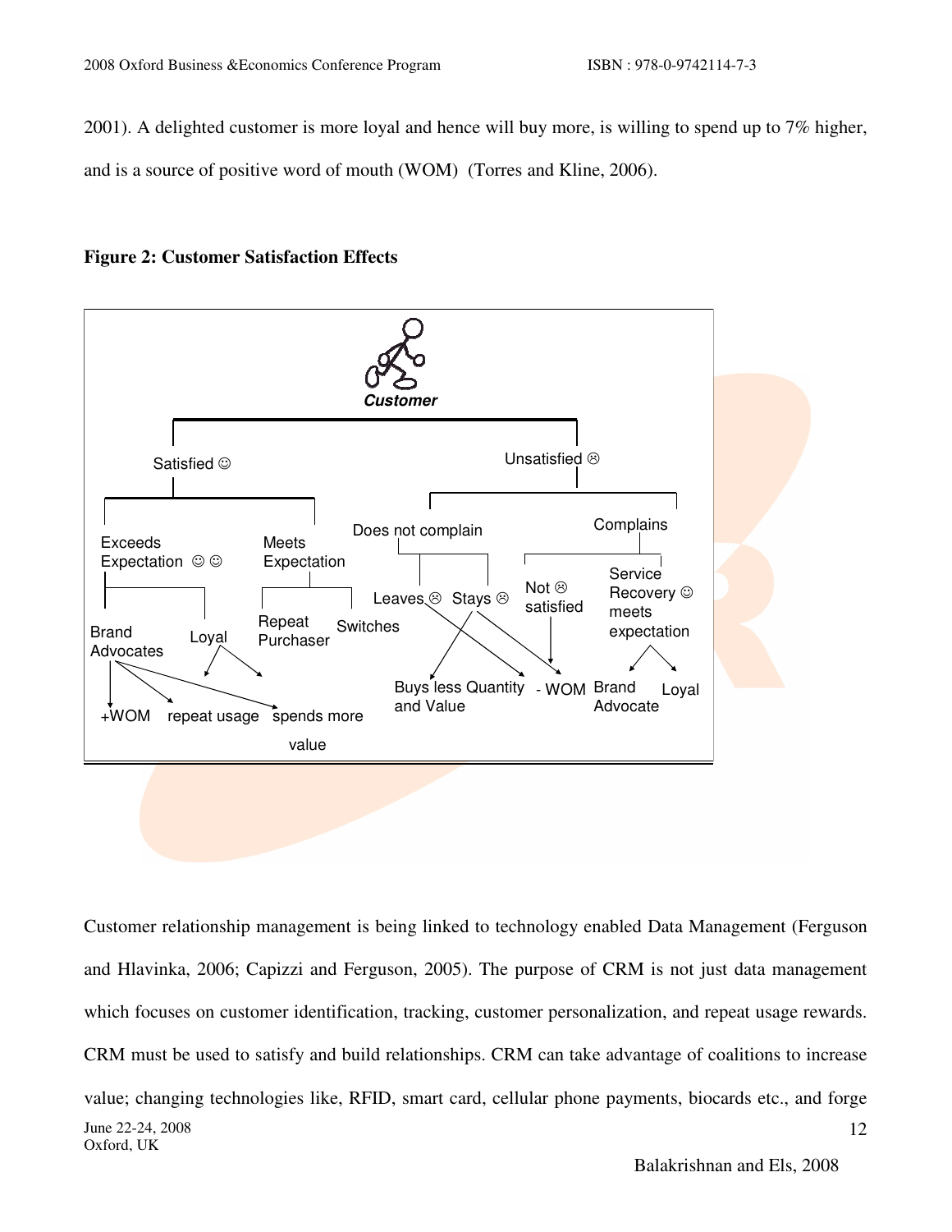2001). A delighted customer is more loyal and hence will buy more, is willing to spend up to 7% higher, and is a source of positive word of mouth (WOM) (Torres and Kline, 2006).

**Figure 2: Customer Satisfaction Effects**

Customer relationship management is being linked to technology enabled Data Management (Ferguson and Hlavinka, 2006; Capizzi and Ferguson, 2005). The purpose of CRM is not just data management which focuses on customer identification, tracking, customer personalization, and repeat usage rewards. CRM must be used to satisfy and build relationships. CRM can take advantage of coalitions to increase value; changing technologies like, RFID, smart card, cellular phone payments, biocards etc., and forge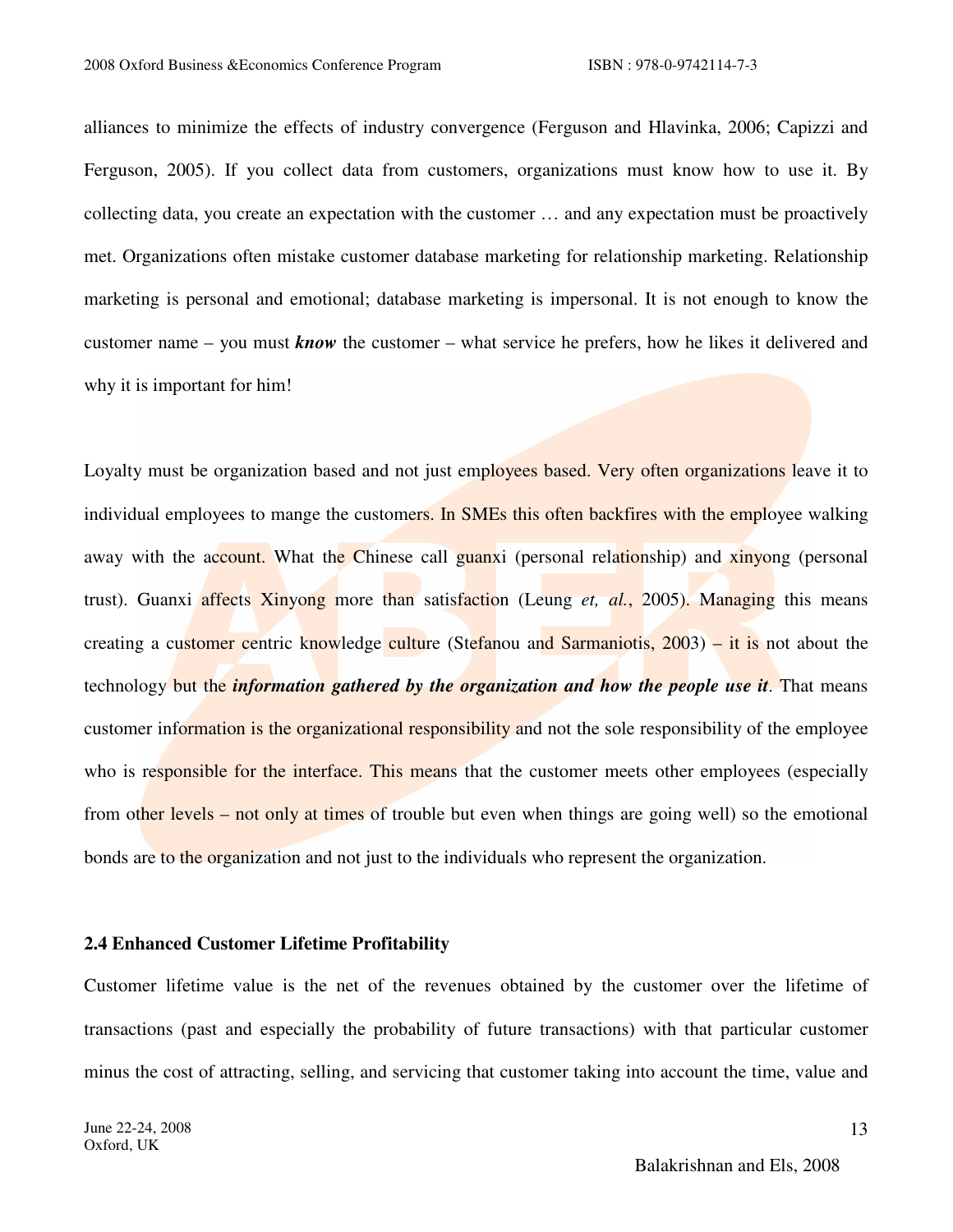alliances to minimize the effects of industry convergence (Ferguson and Hlavinka, 2006; Capizzi and Ferguson, 2005). If you collect data from customers, organizations must know how to use it. By collecting data, you create an expectation with the customer … and any expectation must be proactively met. Organizations often mistake customer database marketing for relationship marketing. Relationship marketing is personal and emotional; database marketing is impersonal. It is not enough to know the customer name – you must ***know*** the customer – what service he prefers, how he likes it delivered and why it is important for him!

Loyalty must be organization based and not just employees based. Very often organizations leave it to individual employees to mange the customers. In SMEs this often backfires with the employee walking away with the account. What the Chinese call guanxi (personal relationship) and xinyong (personal trust). Guanxi affects Xinyong more than satisfaction (Leung *et, al.*, 2005). Managing this means creating a customer centric knowledge culture (Stefanou and Sarmaniotis, 2003) – it is not about the technology but the ***information gathered by the organization and how the people use it***. That means customer information is the organizational responsibility and not the sole responsibility of the employee who is responsible for the interface. This means that the customer meets other employees (especially from other levels – not only at times of trouble but even when things are going well) so the emotional bonds are to the organization and not just to the individuals who represent the organization.

### 2.4 Enhanced Customer Lifetime Profitability

Customer lifetime value is the net of the revenues obtained by the customer over the lifetime of transactions (past and especially the probability of future transactions) with that particular customer minus the cost of attracting, selling, and servicing that customer taking into account the time, value and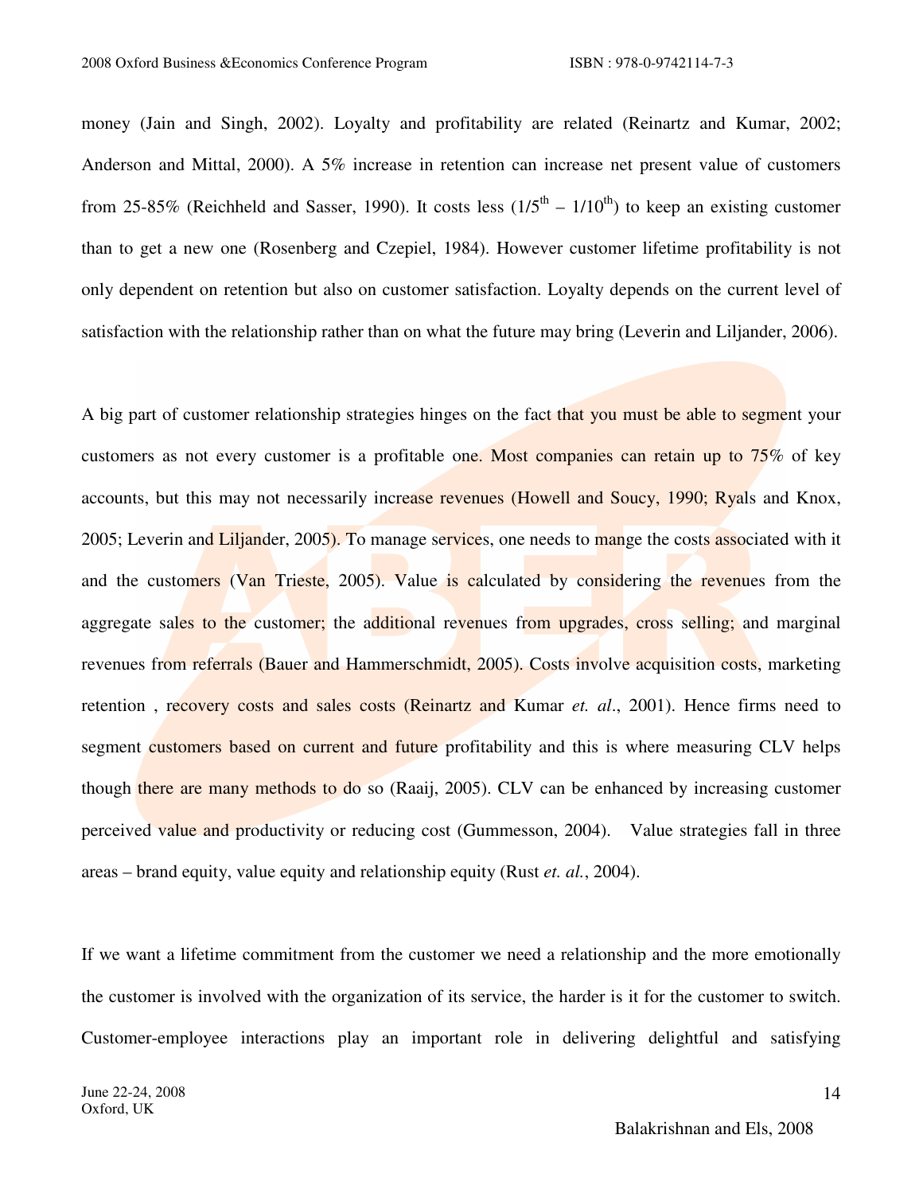money (Jain and Singh, 2002). Loyalty and profitability are related (Reinartz and Kumar, 2002; Anderson and Mittal, 2000). A 5% increase in retention can increase net present value of customers from 25-85% (Reichheld and Sasser, 1990). It costs less ($1/5^{th}$ – $1/10^{th}$) to keep an existing customer than to get a new one (Rosenberg and Czepiel, 1984). However customer lifetime profitability is not only dependent on retention but also on customer satisfaction. Loyalty depends on the current level of satisfaction with the relationship rather than on what the future may bring (Leverin and Liljander, 2006).

A big part of customer relationship strategies hinges on the fact that you must be able to segment your customers as not every customer is a profitable one. Most companies can retain up to 75% of key accounts, but this may not necessarily increase revenues (Howell and Soucy, 1990; Ryals and Knox, 2005; Leverin and Liljander, 2005). To manage services, one needs to mange the costs associated with it and the customers (Van Trieste, 2005). Value is calculated by considering the revenues from the aggregate sales to the customer; the additional revenues from upgrades, cross selling; and marginal revenues from referrals (Bauer and Hammerschmidt, 2005). Costs involve acquisition costs, marketing retention , recovery costs and sales costs (Reinartz and Kumar *et. al*., 2001). Hence firms need to segment customers based on current and future profitability and this is where measuring CLV helps though there are many methods to do so (Raaij, 2005). CLV can be enhanced by increasing customer perceived value and productivity or reducing cost (Gummesson, 2004). Value strategies fall in three areas – brand equity, value equity and relationship equity (Rust *et. al.*, 2004).

If we want a lifetime commitment from the customer we need a relationship and the more emotionally the customer is involved with the organization of its service, the harder is it for the customer to switch. Customer-employee interactions play an important role in delivering delightful and satisfying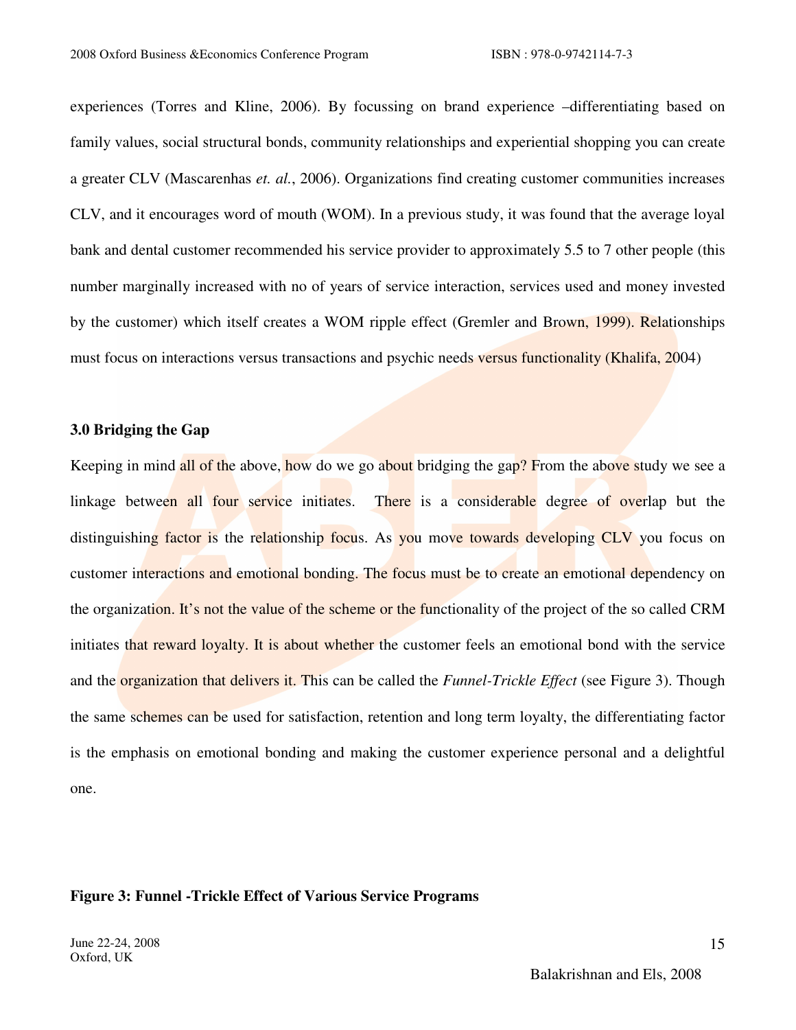experiences (Torres and Kline, 2006). By focussing on brand experience –differentiating based on family values, social structural bonds, community relationships and experiential shopping you can create a greater CLV (Mascarenhas *et. al.*, 2006). Organizations find creating customer communities increases CLV, and it encourages word of mouth (WOM). In a previous study, it was found that the average loyal bank and dental customer recommended his service provider to approximately 5.5 to 7 other people (this number marginally increased with no of years of service interaction, services used and money invested by the customer) which itself creates a WOM ripple effect (Gremler and Brown, 1999). Relationships must focus on interactions versus transactions and psychic needs versus functionality (Khalifa, 2004)

### 3.0 Bridging the Gap

Keeping in mind all of the above, how do we go about bridging the gap? From the above study we see a linkage between all four service initiates. There is a considerable degree of overlap but the distinguishing factor is the relationship focus. As you move towards developing CLV you focus on customer interactions and emotional bonding. The focus must be to create an emotional dependency on the organization. It's not the value of the scheme or the functionality of the project of the so called CRM initiates that reward loyalty. It is about whether the customer feels an emotional bond with the service and the organization that delivers it. This can be called the *Funnel-Trickle Effect* (see Figure 3). Though the same schemes can be used for satisfaction, retention and long term loyalty, the differentiating factor is the emphasis on emotional bonding and making the customer experience personal and a delightful one.

**Figure 3: Funnel -Trickle Effect of Various Service Programs**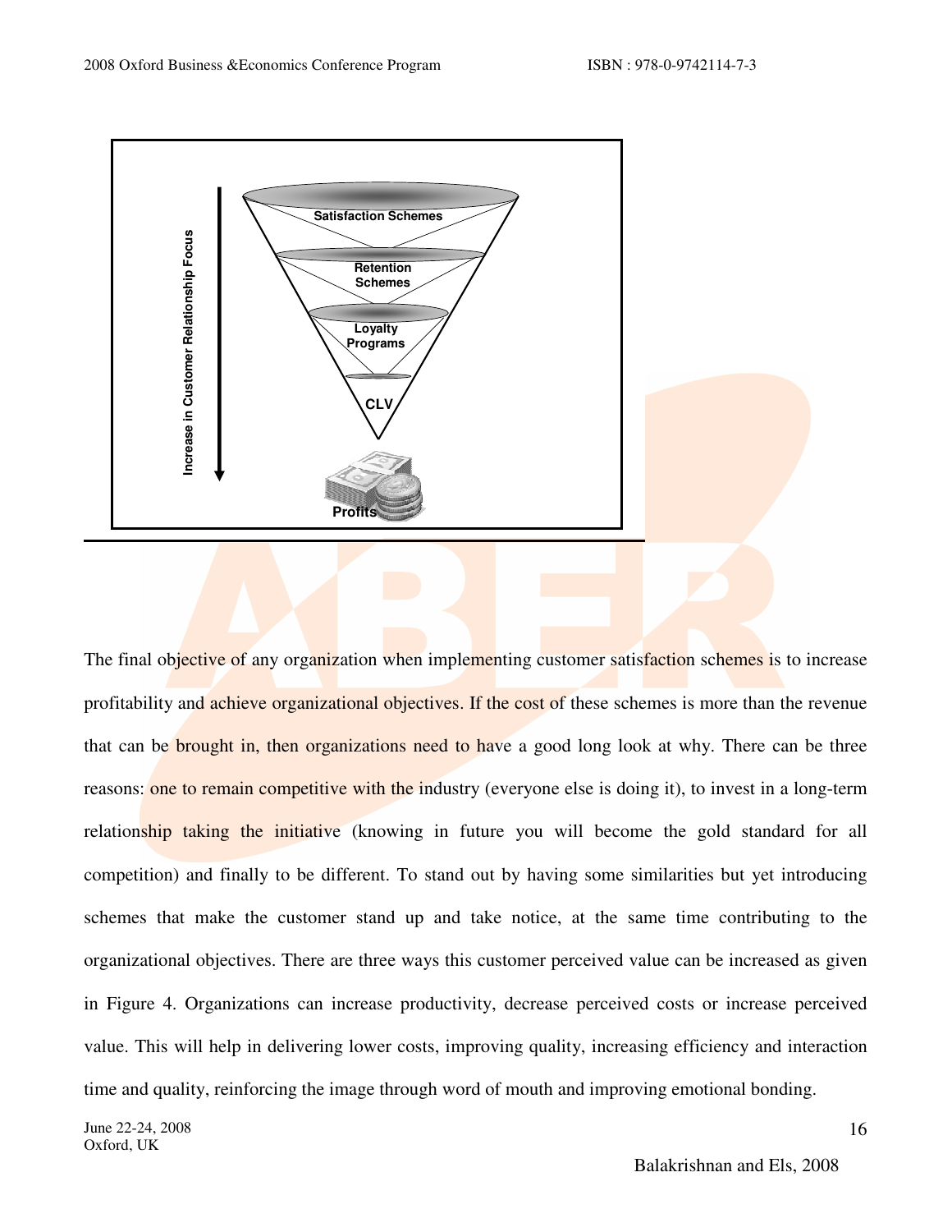The final objective of any organization when implementing customer satisfaction schemes is to increase profitability and achieve organizational objectives. If the cost of these schemes is more than the revenue that can be brought in, then organizations need to have a good long look at why. There can be three reasons: one to remain competitive with the industry (everyone else is doing it), to invest in a long-term relationship taking the initiative (knowing in future you will become the gold standard for all competition) and finally to be different. To stand out by having some similarities but yet introducing schemes that make the customer stand up and take notice, at the same time contributing to the organizational objectives. There are three ways this customer perceived value can be increased as given in Figure 4. Organizations can increase productivity, decrease perceived costs or increase perceived value. This will help in delivering lower costs, improving quality, increasing efficiency and interaction time and quality, reinforcing the image through word of mouth and improving emotional bonding.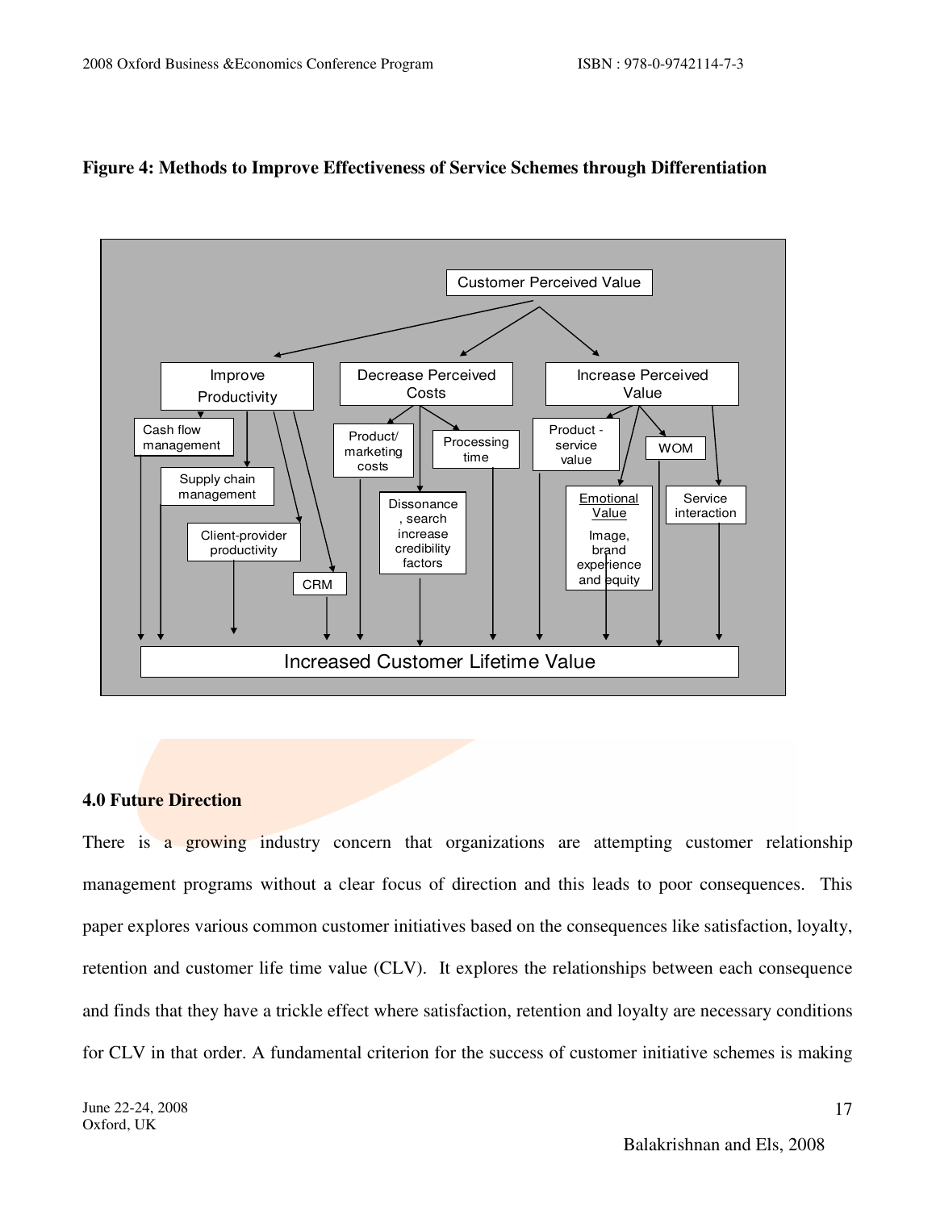**Figure 4: Methods to Improve Effectiveness of Service Schemes through Differentiation**

Customer Perceived Value

- Improve Productivity
  - Cash flow management
  - Supply chain management
  - Client-provider productivity
  - CRM
- Decrease Perceived Costs
  - Product/ marketing costs
  - Processing time
  - Dissonance, search increase credibility factors
- Increase Perceived Value
  - Product - service value
  - Emotional Value: Image, brand experience and equity
  - WOM
  - Service interaction

Increased Customer Lifetime Value

## 4.0 Future Direction

There is a growing industry concern that organizations are attempting customer relationship management programs without a clear focus of direction and this leads to poor consequences. This paper explores various common customer initiatives based on the consequences like satisfaction, loyalty, retention and customer life time value (CLV). It explores the relationships between each consequence and finds that they have a trickle effect where satisfaction, retention and loyalty are necessary conditions for CLV in that order. A fundamental criterion for the success of customer initiative schemes is making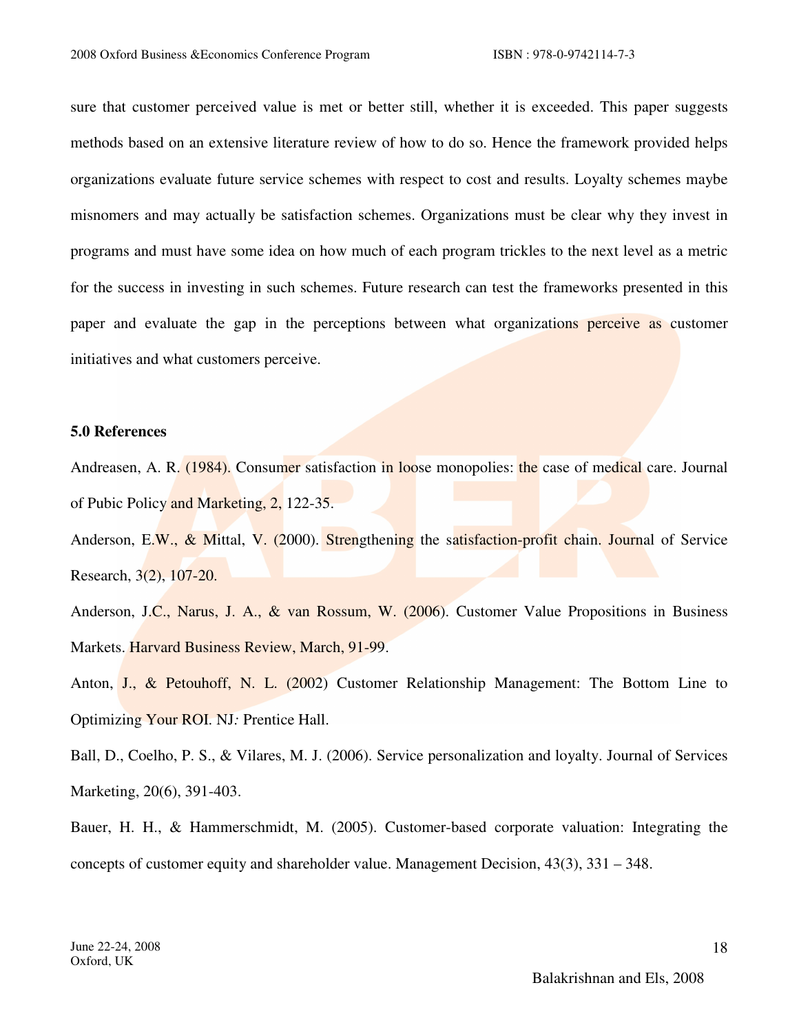sure that customer perceived value is met or better still, whether it is exceeded. This paper suggests methods based on an extensive literature review of how to do so. Hence the framework provided helps organizations evaluate future service schemes with respect to cost and results. Loyalty schemes maybe misnomers and may actually be satisfaction schemes. Organizations must be clear why they invest in programs and must have some idea on how much of each program trickles to the next level as a metric for the success in investing in such schemes. Future research can test the frameworks presented in this paper and evaluate the gap in the perceptions between what organizations perceive as customer initiatives and what customers perceive.

**5.0 References**

Andreasen, A. R. (1984). Consumer satisfaction in loose monopolies: the case of medical care. Journal of Pubic Policy and Marketing, 2, 122-35.

Anderson, E.W., & Mittal, V. (2000). Strengthening the satisfaction-profit chain. Journal of Service Research, 3(2), 107-20.

Anderson, J.C., Narus, J. A., & van Rossum, W. (2006). Customer Value Propositions in Business Markets. Harvard Business Review, March, 91-99.

Anton, J., & Petouhoff, N. L. (2002) Customer Relationship Management: The Bottom Line to Optimizing Your ROI. NJ*:* Prentice Hall.

Ball, D., Coelho, P. S., & Vilares, M. J. (2006). Service personalization and loyalty. Journal of Services Marketing, 20(6), 391-403.

Bauer, H. H., & Hammerschmidt, M. (2005). Customer-based corporate valuation: Integrating the concepts of customer equity and shareholder value. Management Decision, 43(3), 331 – 348.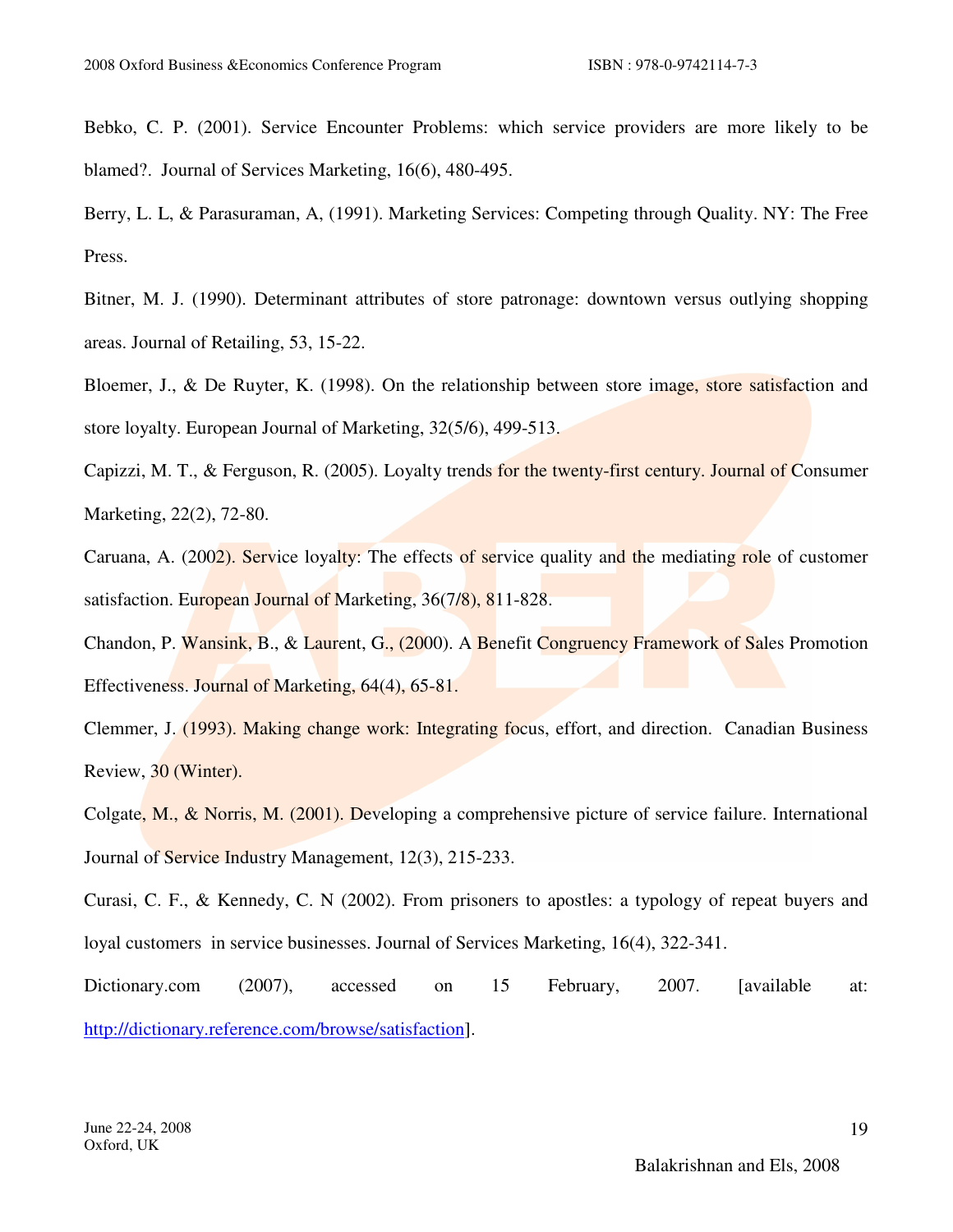Bebko, C. P. (2001). Service Encounter Problems: which service providers are more likely to be blamed?. Journal of Services Marketing, 16(6), 480-495.

Berry, L. L, & Parasuraman, A, (1991). Marketing Services: Competing through Quality. NY: The Free Press.

Bitner, M. J. (1990). Determinant attributes of store patronage: downtown versus outlying shopping areas. Journal of Retailing, 53, 15-22.

Bloemer, J., & De Ruyter, K. (1998). On the relationship between store image, store satisfaction and store loyalty. European Journal of Marketing, 32(5/6), 499-513.

Capizzi, M. T., & Ferguson, R. (2005). Loyalty trends for the twenty-first century. Journal of Consumer Marketing, 22(2), 72-80.

Caruana, A. (2002). Service loyalty: The effects of service quality and the mediating role of customer satisfaction. European Journal of Marketing, 36(7/8), 811-828.

Chandon, P. Wansink, B., & Laurent, G., (2000). A Benefit Congruency Framework of Sales Promotion Effectiveness. Journal of Marketing, 64(4), 65-81.

Clemmer, J. (1993). Making change work: Integrating focus, effort, and direction. Canadian Business Review, 30 (Winter).

Colgate, M., & Norris, M. (2001). Developing a comprehensive picture of service failure. International Journal of Service Industry Management, 12(3), 215-233.

Curasi, C. F., & Kennedy, C. N (2002). From prisoners to apostles: a typology of repeat buyers and loyal customers in service businesses. Journal of Services Marketing, 16(4), 322-341.

Dictionary.com (2007), accessed on 15 February, 2007. [available at: http://dictionary.reference.com/browse/satisfaction].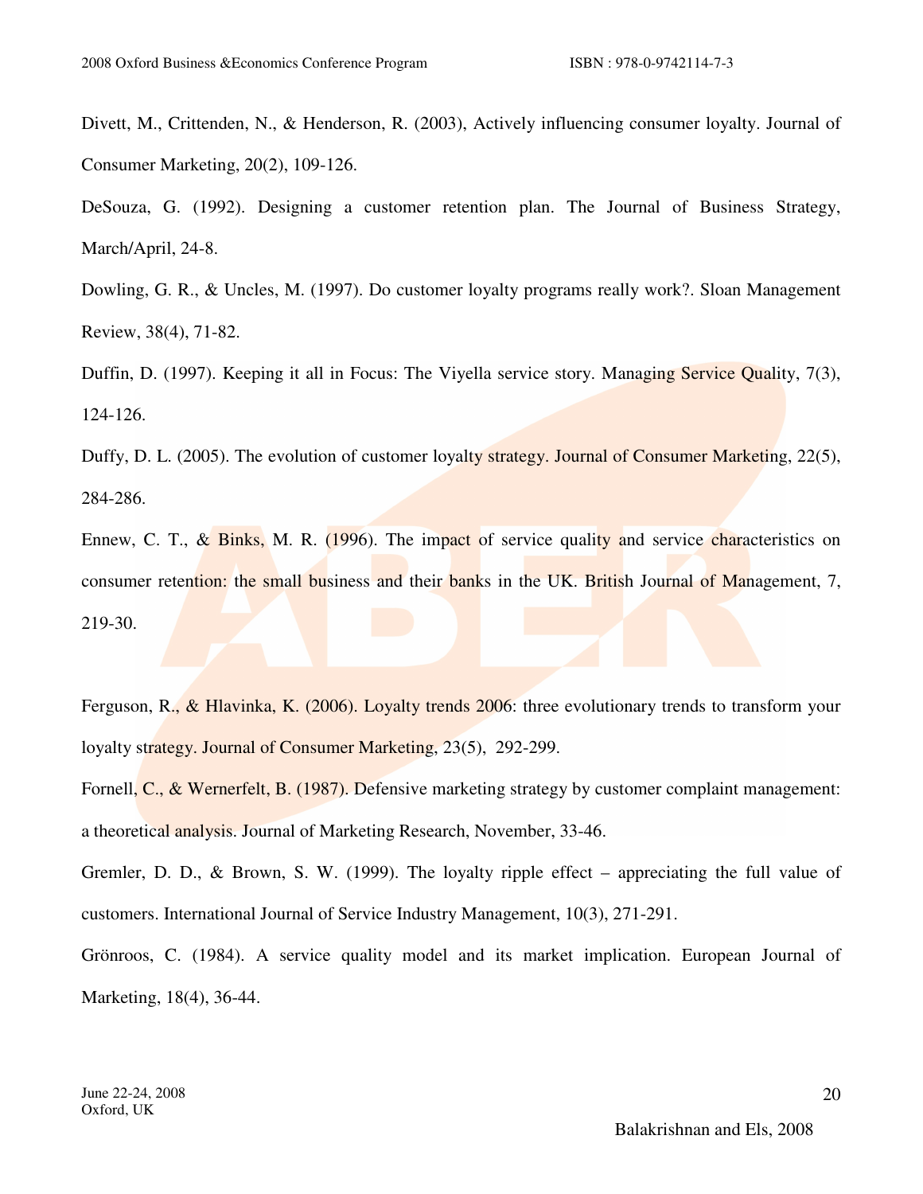Divett, M., Crittenden, N., & Henderson, R. (2003), Actively influencing consumer loyalty. Journal of Consumer Marketing, 20(2), 109-126.

DeSouza, G. (1992). Designing a customer retention plan. The Journal of Business Strategy, March/April, 24-8.

Dowling, G. R., & Uncles, M. (1997). Do customer loyalty programs really work?. Sloan Management Review, 38(4), 71-82.

Duffin, D. (1997). Keeping it all in Focus: The Viyella service story. Managing Service Quality, 7(3), 124-126.

Duffy, D. L. (2005). The evolution of customer loyalty strategy. Journal of Consumer Marketing, 22(5), 284-286.

Ennew, C. T., & Binks, M. R. (1996). The impact of service quality and service characteristics on consumer retention: the small business and their banks in the UK. British Journal of Management, 7, 219-30.

Ferguson, R., & Hlavinka, K. (2006). Loyalty trends 2006: three evolutionary trends to transform your loyalty strategy. Journal of Consumer Marketing, 23(5), 292-299.

Fornell, C., & Wernerfelt, B. (1987). Defensive marketing strategy by customer complaint management: a theoretical analysis. Journal of Marketing Research, November, 33-46.

Gremler, D. D., & Brown, S. W. (1999). The loyalty ripple effect – appreciating the full value of customers. International Journal of Service Industry Management, 10(3), 271-291.

Grönroos, C. (1984). A service quality model and its market implication. European Journal of Marketing, 18(4), 36-44.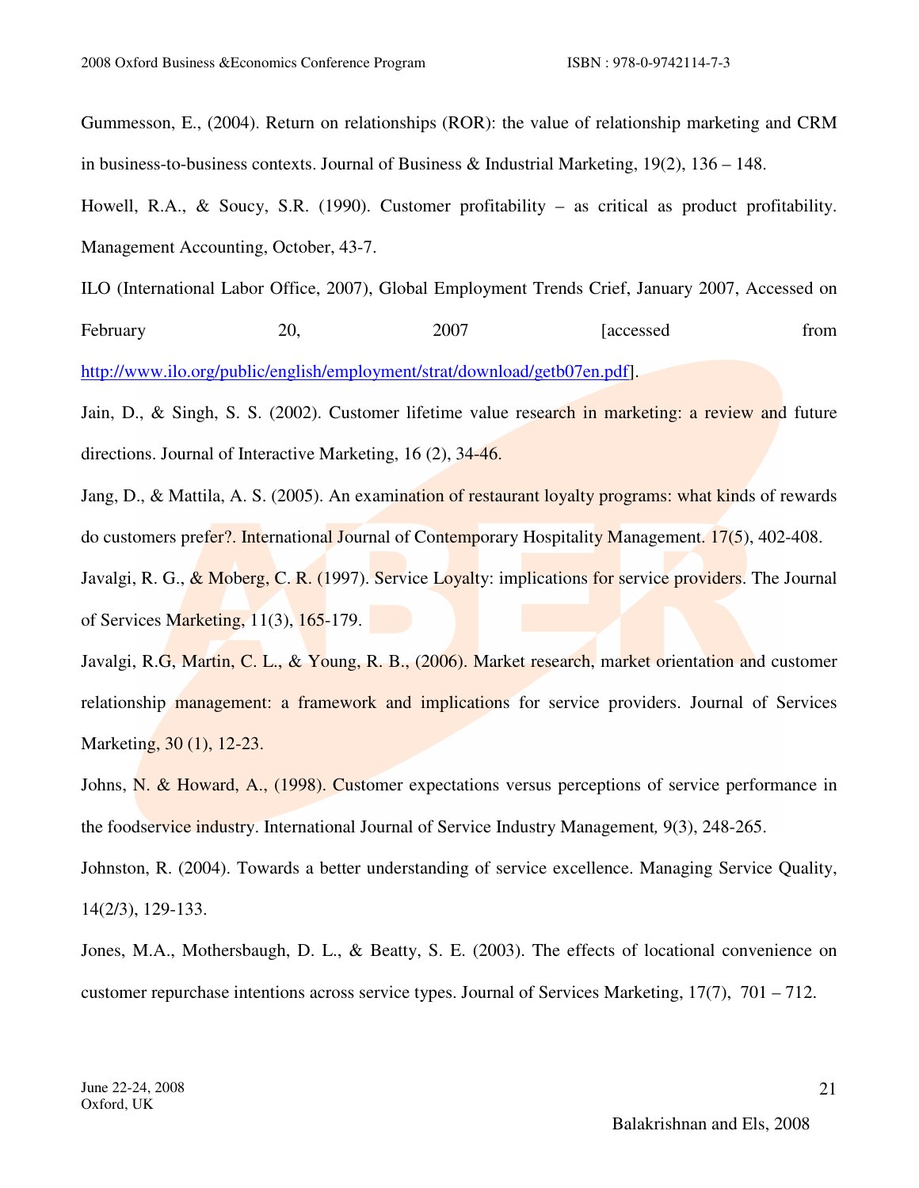Gummesson, E., (2004). Return on relationships (ROR): the value of relationship marketing and CRM in business-to-business contexts. Journal of Business & Industrial Marketing, 19(2), 136 – 148.

Howell, R.A., & Soucy, S.R. (1990). Customer profitability – as critical as product profitability. Management Accounting, October, 43-7.

ILO (International Labor Office, 2007), Global Employment Trends Crief, January 2007, Accessed on February 20, 2007 [accessed from http://www.ilo.org/public/english/employment/strat/download/getb07en.pdf].

Jain, D., & Singh, S. S. (2002). Customer lifetime value research in marketing: a review and future directions. Journal of Interactive Marketing, 16 (2), 34-46.

Jang, D., & Mattila, A. S. (2005). An examination of restaurant loyalty programs: what kinds of rewards do customers prefer?. International Journal of Contemporary Hospitality Management. 17(5), 402-408.

Javalgi, R. G., & Moberg, C. R. (1997). Service Loyalty: implications for service providers. The Journal of Services Marketing, 11(3), 165-179.

Javalgi, R.G, Martin, C. L., & Young, R. B., (2006). Market research, market orientation and customer relationship management: a framework and implications for service providers. Journal of Services Marketing, 30 (1), 12-23.

Johns, N. & Howard, A., (1998). Customer expectations versus perceptions of service performance in the foodservice industry. International Journal of Service Industry Management, 9(3), 248-265.

Johnston, R. (2004). Towards a better understanding of service excellence. Managing Service Quality, 14(2/3), 129-133.

Jones, M.A., Mothersbaugh, D. L., & Beatty, S. E. (2003). The effects of locational convenience on customer repurchase intentions across service types. Journal of Services Marketing, 17(7), 701 – 712.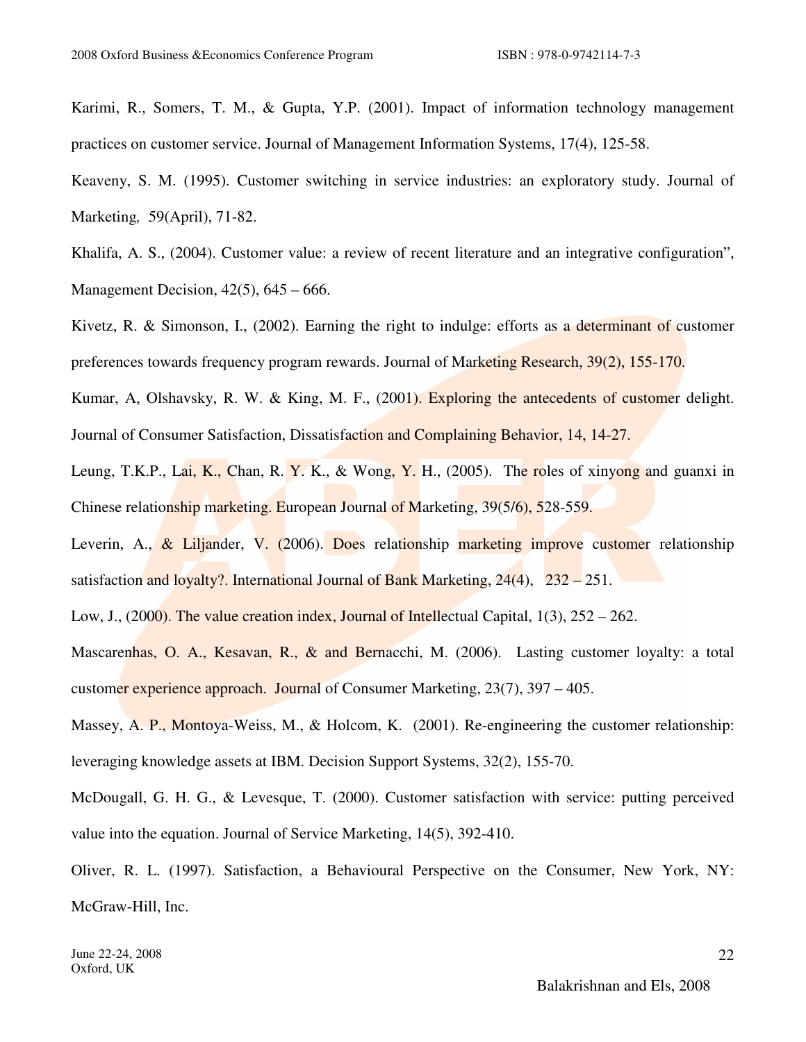Karimi, R., Somers, T. M., & Gupta, Y.P. (2001). Impact of information technology management practices on customer service. Journal of Management Information Systems, 17(4), 125-58.

Keaveny, S. M. (1995). Customer switching in service industries: an exploratory study. Journal of Marketing, 59(April), 71-82.

Khalifa, A. S., (2004). Customer value: a review of recent literature and an integrative configuration", Management Decision, 42(5), 645 – 666.

Kivetz, R. & Simonson, I., (2002). Earning the right to indulge: efforts as a determinant of customer preferences towards frequency program rewards. Journal of Marketing Research, 39(2), 155-170.

Kumar, A, Olshavsky, R. W. & King, M. F., (2001). Exploring the antecedents of customer delight. Journal of Consumer Satisfaction, Dissatisfaction and Complaining Behavior, 14, 14-27.

Leung, T.K.P., Lai, K., Chan, R. Y. K., & Wong, Y. H., (2005). The roles of xinyong and guanxi in Chinese relationship marketing. European Journal of Marketing, 39(5/6), 528-559.

Leverin, A., & Liljander, V. (2006). Does relationship marketing improve customer relationship satisfaction and loyalty?. International Journal of Bank Marketing, 24(4), 232 – 251.

Low, J., (2000). The value creation index, Journal of Intellectual Capital, 1(3), 252 – 262.

Mascarenhas, O. A., Kesavan, R., & and Bernacchi, M. (2006). Lasting customer loyalty: a total customer experience approach. Journal of Consumer Marketing, 23(7), 397 – 405.

Massey, A. P., Montoya-Weiss, M., & Holcom, K. (2001). Re-engineering the customer relationship: leveraging knowledge assets at IBM. Decision Support Systems, 32(2), 155-70.

McDougall, G. H. G., & Levesque, T. (2000). Customer satisfaction with service: putting perceived value into the equation. Journal of Service Marketing, 14(5), 392-410.

Oliver, R. L. (1997). Satisfaction, a Behavioural Perspective on the Consumer, New York, NY: McGraw-Hill, Inc.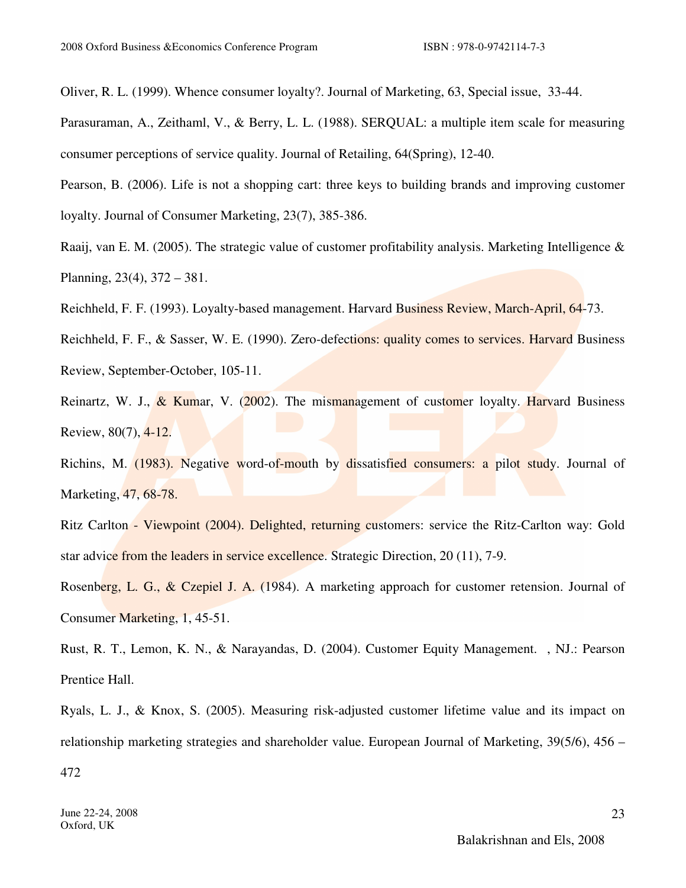Oliver, R. L. (1999). Whence consumer loyalty?. Journal of Marketing, 63, Special issue, 33-44.

Parasuraman, A., Zeithaml, V., & Berry, L. L. (1988). SERQUAL: a multiple item scale for measuring consumer perceptions of service quality. Journal of Retailing, 64(Spring), 12-40.

Pearson, B. (2006). Life is not a shopping cart: three keys to building brands and improving customer loyalty. Journal of Consumer Marketing, 23(7), 385-386.

Raaij, van E. M. (2005). The strategic value of customer profitability analysis. Marketing Intelligence & Planning, 23(4), 372 – 381.

Reichheld, F. F. (1993). Loyalty-based management. Harvard Business Review, March-April, 64-73.

Reichheld, F. F., & Sasser, W. E. (1990). Zero-defections: quality comes to services. Harvard Business Review, September-October, 105-11.

Reinartz, W. J., & Kumar, V. (2002). The mismanagement of customer loyalty. Harvard Business Review, 80(7), 4-12.

Richins, M. (1983). Negative word-of-mouth by dissatisfied consumers: a pilot study. Journal of Marketing, 47, 68-78.

Ritz Carlton - Viewpoint (2004). Delighted, returning customers: service the Ritz-Carlton way: Gold star advice from the leaders in service excellence. Strategic Direction, 20 (11), 7-9.

Rosenberg, L. G., & Czepiel J. A. (1984). A marketing approach for customer retension. Journal of Consumer Marketing, 1, 45-51.

Rust, R. T., Lemon, K. N., & Narayandas, D. (2004). Customer Equity Management. , NJ.: Pearson Prentice Hall.

Ryals, L. J., & Knox, S. (2005). Measuring risk-adjusted customer lifetime value and its impact on relationship marketing strategies and shareholder value. European Journal of Marketing, 39(5/6), 456 – 472

Balakrishnan and Els, 2008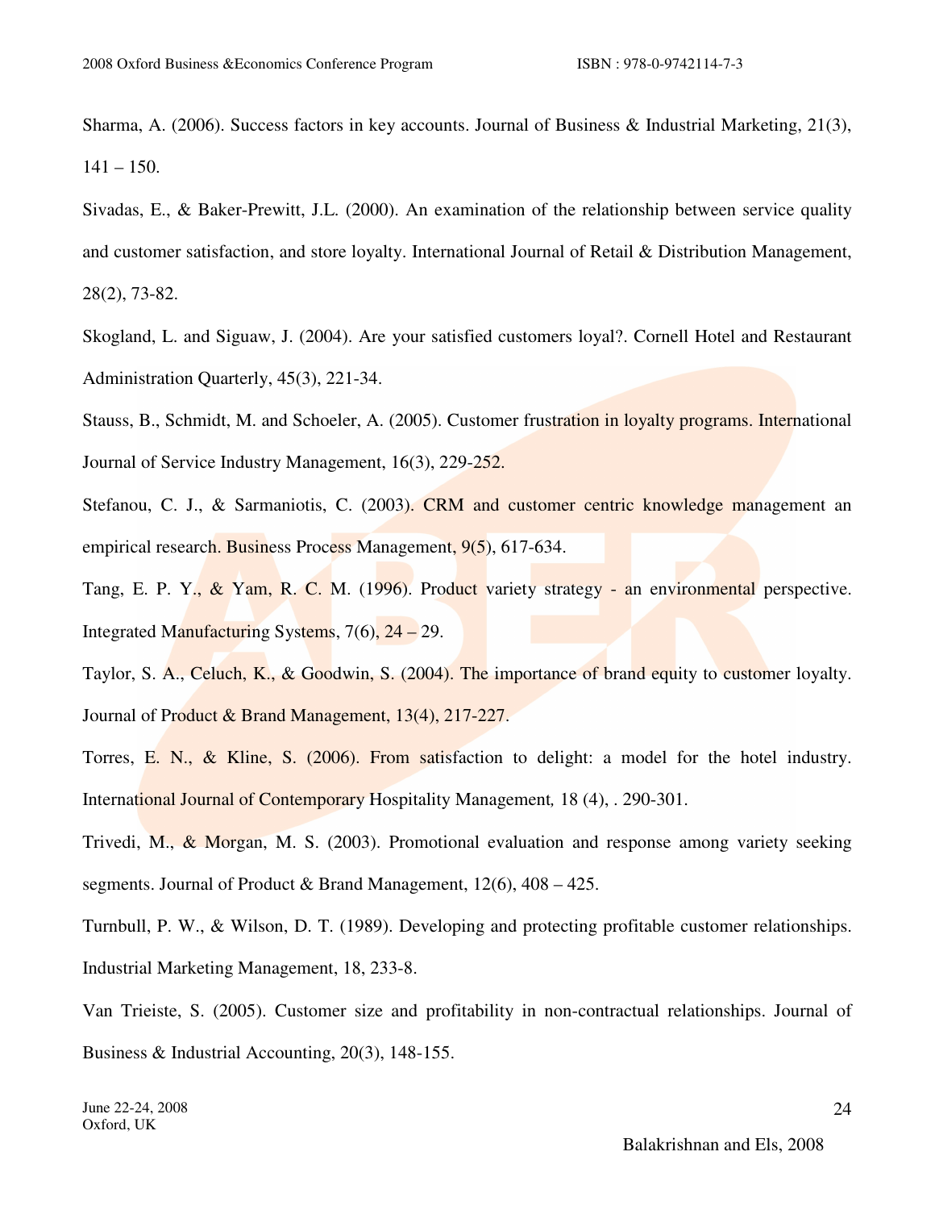Sharma, A. (2006). Success factors in key accounts. Journal of Business & Industrial Marketing, 21(3), 141 – 150.

Sivadas, E., & Baker-Prewitt, J.L. (2000). An examination of the relationship between service quality and customer satisfaction, and store loyalty. International Journal of Retail & Distribution Management, 28(2), 73-82.

Skogland, L. and Siguaw, J. (2004). Are your satisfied customers loyal?. Cornell Hotel and Restaurant Administration Quarterly, 45(3), 221-34.

Stauss, B., Schmidt, M. and Schoeler, A. (2005). Customer frustration in loyalty programs. International Journal of Service Industry Management, 16(3), 229-252.

Stefanou, C. J., & Sarmaniotis, C. (2003). CRM and customer centric knowledge management an empirical research. Business Process Management, 9(5), 617-634.

Tang, E. P. Y., & Yam, R. C. M. (1996). Product variety strategy - an environmental perspective. Integrated Manufacturing Systems, 7(6), 24 – 29.

Taylor, S. A., Celuch, K., & Goodwin, S. (2004). The importance of brand equity to customer loyalty. Journal of Product & Brand Management, 13(4), 217-227.

Torres, E. N., & Kline, S. (2006). From satisfaction to delight: a model for the hotel industry. International Journal of Contemporary Hospitality Management*,* 18 (4), . 290-301.

Trivedi, M., & Morgan, M. S. (2003). Promotional evaluation and response among variety seeking segments. Journal of Product & Brand Management, 12(6), 408 – 425.

Turnbull, P. W., & Wilson, D. T. (1989). Developing and protecting profitable customer relationships. Industrial Marketing Management, 18, 233-8.

Van Trieiste, S. (2005). Customer size and profitability in non-contractual relationships. Journal of Business & Industrial Accounting, 20(3), 148-155.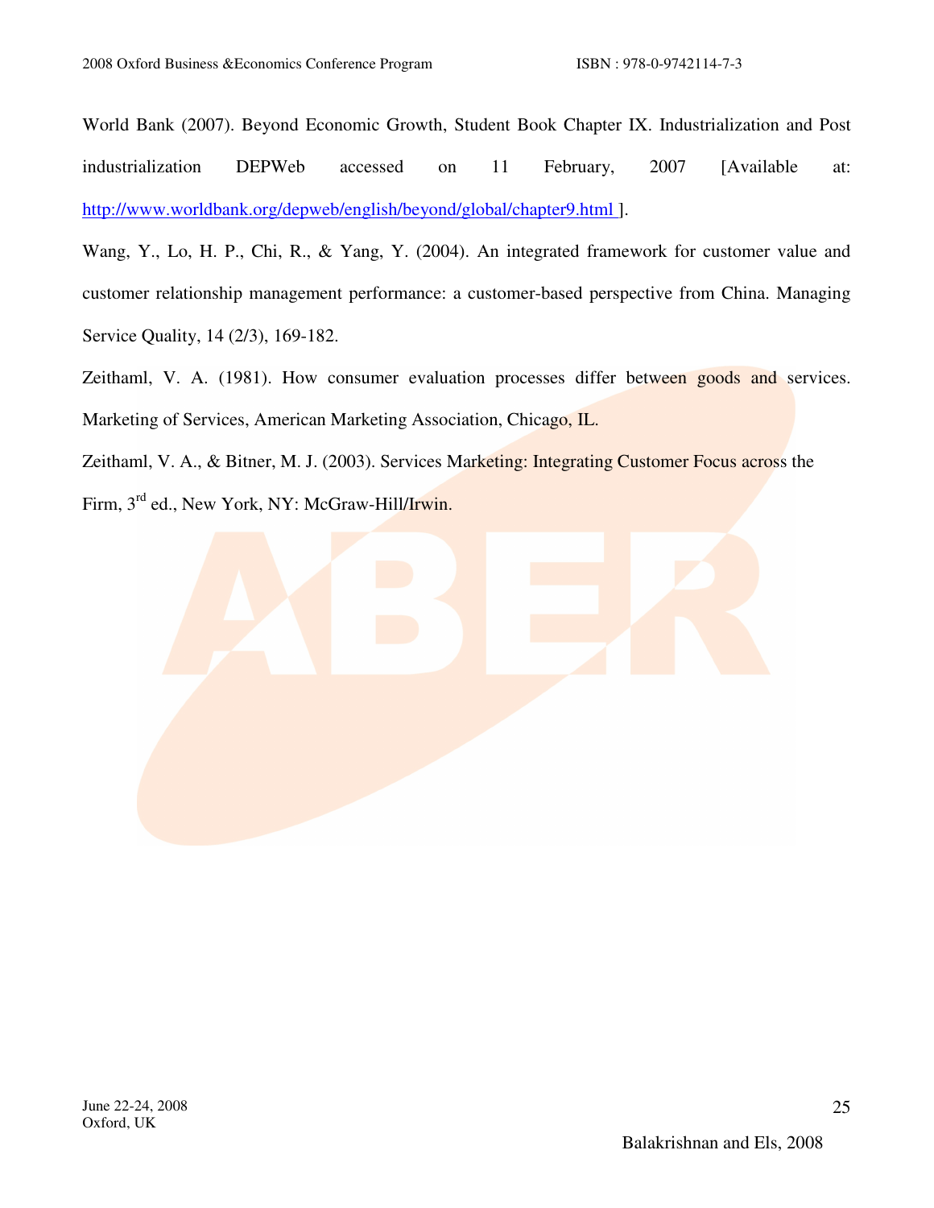World Bank (2007). Beyond Economic Growth, Student Book Chapter IX. Industrialization and Post industrialization DEPWeb accessed on 11 February, 2007 [Available at: http://www.worldbank.org/depweb/english/beyond/global/chapter9.html ].

Wang, Y., Lo, H. P., Chi, R., & Yang, Y. (2004). An integrated framework for customer value and customer relationship management performance: a customer-based perspective from China. Managing Service Quality, 14 (2/3), 169-182.

Zeithaml, V. A. (1981). How consumer evaluation processes differ between goods and services. Marketing of Services, American Marketing Association, Chicago, IL.

Zeithaml, V. A., & Bitner, M. J. (2003). Services Marketing: Integrating Customer Focus across the Firm, 3rd ed., New York, NY: McGraw-Hill/Irwin.